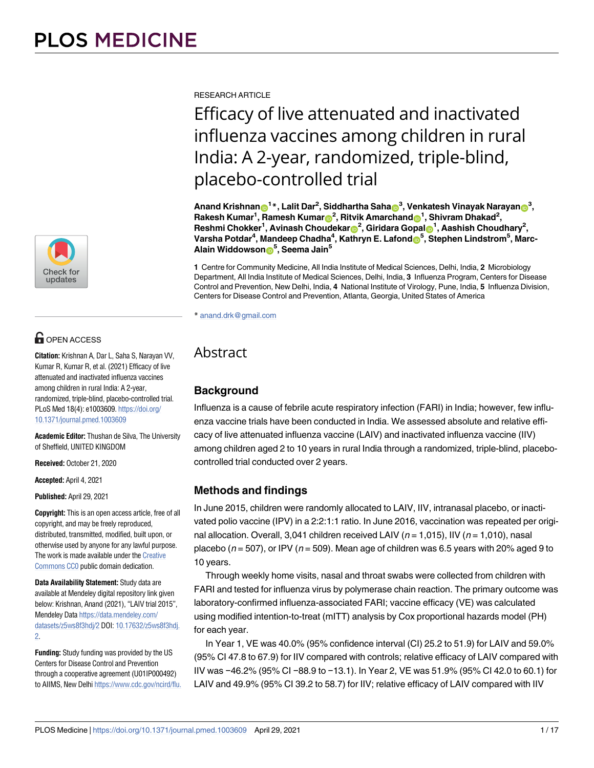RESEARCH ARTICLE

# Efficacy of live attenuated and inactivated influenza vaccines among children in rural India: A 2-year, randomized, triple-blind, placebo-controlled trial

**Anand Krishnan[1]*, Lalit Dar[2], Siddhartha Saha[3], Venkatesh Vinayak Narayan[3], Rakesh Kumar[1], Ramesh Kumar[2], Ritvik Amarchand[1], Shivram Dhakad[2], Reshmi Chokker[1], Avinash Choudekar[2], Giridara Gopal[1], Aashish Choudhary[2], Varsha Potdar[4], Mandeep Chadha[4], Kathryn E. Lafond[5], Stephen Lindstrom[5], Marc-Alain Widdowson[5], Seema Jain[5]**

**1** Centre for Community Medicine, All India Institute of Medical Sciences, Delhi, India, **2** Microbiology Department, All India Institute of Medical Sciences, Delhi, India, **3** Influenza Program, Centers for Disease Control and Prevention, New Delhi, India, **4** National Institute of Virology, Pune, India, **5** Influenza Division, Centers for Disease Control and Prevention, Atlanta, Georgia, United States of America

* anand.drk@gmail.com

OPEN ACCESS

**Citation:** Krishnan A, Dar L, Saha S, Narayan VV, Kumar R, Kumar R, et al. (2021) Efficacy of live attenuated and inactivated influenza vaccines among children in rural India: A 2-year, randomized, triple-blind, placebo-controlled trial. PLoS Med 18(4): e1003609. https://doi.org/10.1371/journal.pmed.1003609

**Academic Editor:** Thushan de Silva, The University of Sheffield, UNITED KINGDOM

**Received:** October 21, 2020

**Accepted:** April 4, 2021

**Published:** April 29, 2021

**Copyright:** This is an open access article, free of all copyright, and may be freely reproduced, distributed, transmitted, modified, built upon, or otherwise used by anyone for any lawful purpose. The work is made available under the Creative Commons CC0 public domain dedication.

**Data Availability Statement:** Study data are available at Mendeley digital repository link given below: Krishnan, Anand (2021), "LAIV trial 2015", Mendeley Data https://data.mendeley.com/datasets/z5ws8f3hdj/2 DOI: 10.17632/z5ws8f3hdj.2.

**Funding:** Study funding was provided by the US Centers for Disease Control and Prevention through a cooperative agreement (U01IP000492) to AIIMS, New Delhi https://www.cdc.gov/ncird/flu.

## Abstract

### Background

Influenza is a cause of febrile acute respiratory infection (FARI) in India; however, few influenza vaccine trials have been conducted in India. We assessed absolute and relative efficacy of live attenuated influenza vaccine (LAIV) and inactivated influenza vaccine (IIV) among children aged 2 to 10 years in rural India through a randomized, triple-blind, placebo-controlled trial conducted over 2 years.

### Methods and findings

In June 2015, children were randomly allocated to LAIV, IIV, intranasal placebo, or inactivated polio vaccine (IPV) in a 2:2:1:1 ratio. In June 2016, vaccination was repeated per original allocation. Overall, 3,041 children received LAIV ($n = 1{,}015$), IIV ($n = 1{,}010$), nasal placebo ($n = 507$), or IPV ($n = 509$). Mean age of children was 6.5 years with 20% aged 9 to 10 years.

Through weekly home visits, nasal and throat swabs were collected from children with FARI and tested for influenza virus by polymerase chain reaction. The primary outcome was laboratory-confirmed influenza-associated FARI; vaccine efficacy (VE) was calculated using modified intention-to-treat (mITT) analysis by Cox proportional hazards model (PH) for each year.

In Year 1, VE was 40.0% (95% confidence interval (CI) 25.2 to 51.9) for LAIV and 59.0% (95% CI 47.8 to 67.9) for IIV compared with controls; relative efficacy of LAIV compared with IIV was −46.2% (95% CI −88.9 to −13.1). In Year 2, VE was 51.9% (95% CI 42.0 to 60.1) for LAIV and 49.9% (95% CI 39.2 to 58.7) for IIV; relative efficacy of LAIV compared with IIV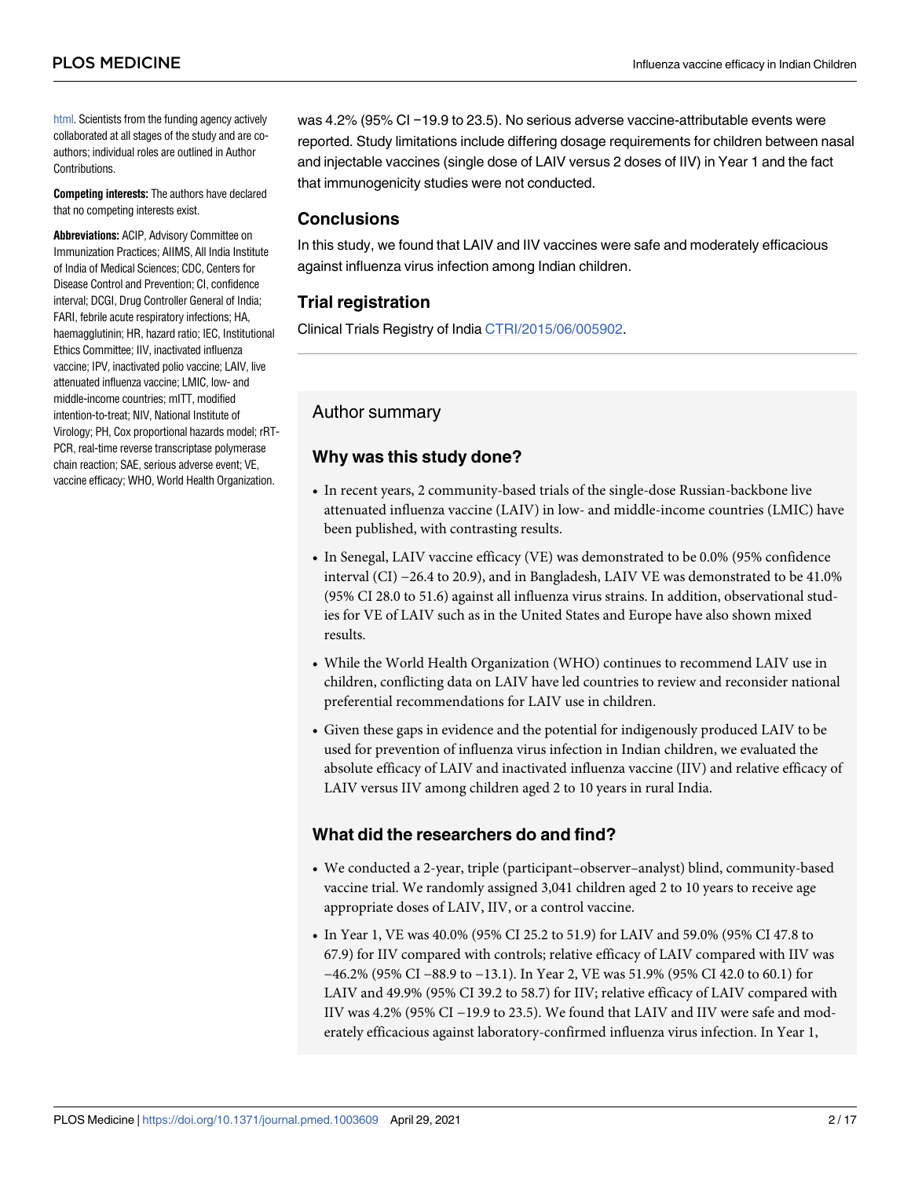html. Scientists from the funding agency actively collaborated at all stages of the study and are co-authors; individual roles are outlined in Author Contributions.

**Competing interests:** The authors have declared that no competing interests exist.

**Abbreviations:** ACIP, Advisory Committee on Immunization Practices; AIIMS, All India Institute of India of Medical Sciences; CDC, Centers for Disease Control and Prevention; CI, confidence interval; DCGI, Drug Controller General of India; FARI, febrile acute respiratory infections; HA, haemagglutinin; HR, hazard ratio; IEC, Institutional Ethics Committee; IIV, inactivated influenza vaccine; IPV, inactivated polio vaccine; LAIV, live attenuated influenza vaccine; LMIC, low- and middle-income countries; mITT, modified intention-to-treat; NIV, National Institute of Virology; PH, Cox proportional hazards model; rRT-PCR, real-time reverse transcriptase polymerase chain reaction; SAE, serious adverse event; VE, vaccine efficacy; WHO, World Health Organization.

was 4.2% (95% CI −19.9 to 23.5). No serious adverse vaccine-attributable events were reported. Study limitations include differing dosage requirements for children between nasal and injectable vaccines (single dose of LAIV versus 2 doses of IIV) in Year 1 and the fact that immunogenicity studies were not conducted.

## Conclusions

In this study, we found that LAIV and IIV vaccines were safe and moderately efficacious against influenza virus infection among Indian children.

## Trial registration

Clinical Trials Registry of India CTRI/2015/06/005902.

## Author summary

### Why was this study done?

- In recent years, 2 community-based trials of the single-dose Russian-backbone live attenuated influenza vaccine (LAIV) in low- and middle-income countries (LMIC) have been published, with contrasting results.
- In Senegal, LAIV vaccine efficacy (VE) was demonstrated to be 0.0% (95% confidence interval (CI) −26.4 to 20.9), and in Bangladesh, LAIV VE was demonstrated to be 41.0% (95% CI 28.0 to 51.6) against all influenza virus strains. In addition, observational studies for VE of LAIV such as in the United States and Europe have also shown mixed results.
- While the World Health Organization (WHO) continues to recommend LAIV use in children, conflicting data on LAIV have led countries to review and reconsider national preferential recommendations for LAIV use in children.
- Given these gaps in evidence and the potential for indigenously produced LAIV to be used for prevention of influenza virus infection in Indian children, we evaluated the absolute efficacy of LAIV and inactivated influenza vaccine (IIV) and relative efficacy of LAIV versus IIV among children aged 2 to 10 years in rural India.

### What did the researchers do and find?

- We conducted a 2-year, triple (participant–observer–analyst) blind, community-based vaccine trial. We randomly assigned 3,041 children aged 2 to 10 years to receive age appropriate doses of LAIV, IIV, or a control vaccine.
- In Year 1, VE was 40.0% (95% CI 25.2 to 51.9) for LAIV and 59.0% (95% CI 47.8 to 67.9) for IIV compared with controls; relative efficacy of LAIV compared with IIV was −46.2% (95% CI −88.9 to −13.1). In Year 2, VE was 51.9% (95% CI 42.0 to 60.1) for LAIV and 49.9% (95% CI 39.2 to 58.7) for IIV; relative efficacy of LAIV compared with IIV was 4.2% (95% CI −19.9 to 23.5). We found that LAIV and IIV were safe and moderately efficacious against laboratory-confirmed influenza virus infection. In Year 1,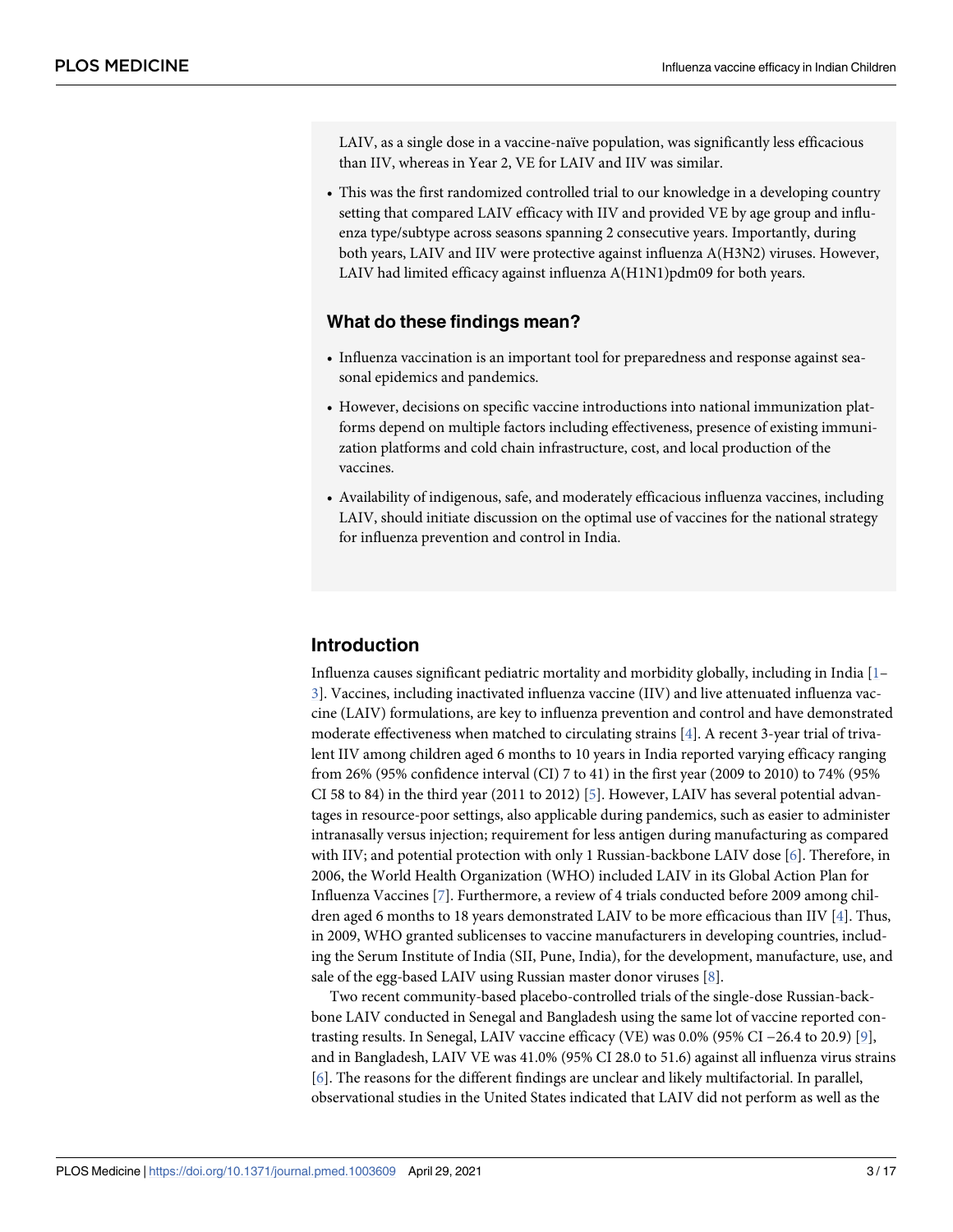LAIV, as a single dose in a vaccine-naïve population, was significantly less efficacious than IIV, whereas in Year 2, VE for LAIV and IIV was similar.

- This was the first randomized controlled trial to our knowledge in a developing country setting that compared LAIV efficacy with IIV and provided VE by age group and influenza type/subtype across seasons spanning 2 consecutive years. Importantly, during both years, LAIV and IIV were protective against influenza A(H3N2) viruses. However, LAIV had limited efficacy against influenza A(H1N1)pdm09 for both years.

### What do these findings mean?

- Influenza vaccination is an important tool for preparedness and response against seasonal epidemics and pandemics.
- However, decisions on specific vaccine introductions into national immunization platforms depend on multiple factors including effectiveness, presence of existing immunization platforms and cold chain infrastructure, cost, and local production of the vaccines.
- Availability of indigenous, safe, and moderately efficacious influenza vaccines, including LAIV, should initiate discussion on the optimal use of vaccines for the national strategy for influenza prevention and control in India.

## Introduction

Influenza causes significant pediatric mortality and morbidity globally, including in India [1–3]. Vaccines, including inactivated influenza vaccine (IIV) and live attenuated influenza vaccine (LAIV) formulations, are key to influenza prevention and control and have demonstrated moderate effectiveness when matched to circulating strains [4]. A recent 3-year trial of trivalent IIV among children aged 6 months to 10 years in India reported varying efficacy ranging from 26% (95% confidence interval (CI) 7 to 41) in the first year (2009 to 2010) to 74% (95% CI 58 to 84) in the third year (2011 to 2012) [5]. However, LAIV has several potential advantages in resource-poor settings, also applicable during pandemics, such as easier to administer intranasally versus injection; requirement for less antigen during manufacturing as compared with IIV; and potential protection with only 1 Russian-backbone LAIV dose [6]. Therefore, in 2006, the World Health Organization (WHO) included LAIV in its Global Action Plan for Influenza Vaccines [7]. Furthermore, a review of 4 trials conducted before 2009 among children aged 6 months to 18 years demonstrated LAIV to be more efficacious than IIV [4]. Thus, in 2009, WHO granted sublicenses to vaccine manufacturers in developing countries, including the Serum Institute of India (SII, Pune, India), for the development, manufacture, use, and sale of the egg-based LAIV using Russian master donor viruses [8].

Two recent community-based placebo-controlled trials of the single-dose Russian-backbone LAIV conducted in Senegal and Bangladesh using the same lot of vaccine reported contrasting results. In Senegal, LAIV vaccine efficacy (VE) was 0.0% (95% CI −26.4 to 20.9) [9], and in Bangladesh, LAIV VE was 41.0% (95% CI 28.0 to 51.6) against all influenza virus strains [6]. The reasons for the different findings are unclear and likely multifactorial. In parallel, observational studies in the United States indicated that LAIV did not perform as well as the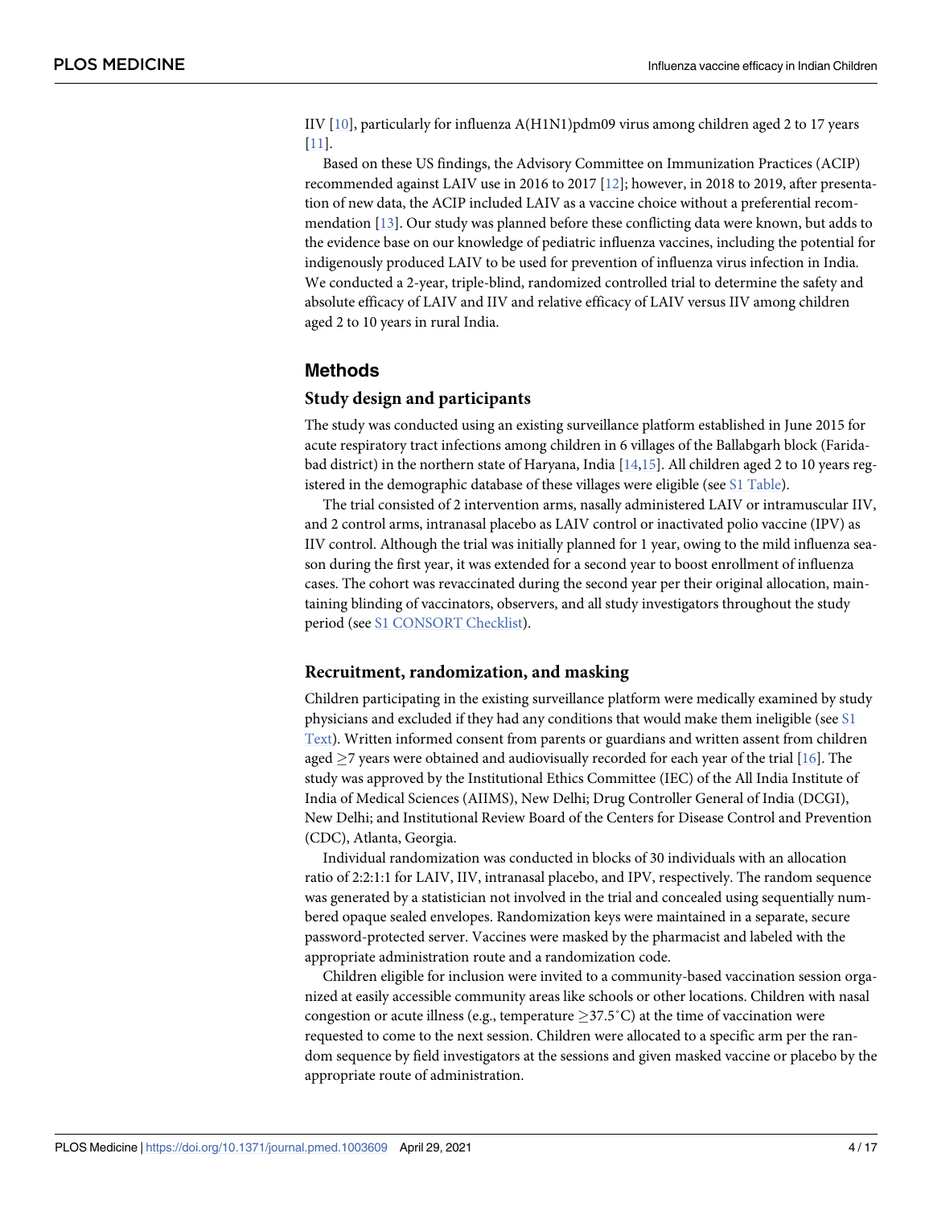IIV [10], particularly for influenza A(H1N1)pdm09 virus among children aged 2 to 17 years [11].

Based on these US findings, the Advisory Committee on Immunization Practices (ACIP) recommended against LAIV use in 2016 to 2017 [12]; however, in 2018 to 2019, after presentation of new data, the ACIP included LAIV as a vaccine choice without a preferential recommendation [13]. Our study was planned before these conflicting data were known, but adds to the evidence base on our knowledge of pediatric influenza vaccines, including the potential for indigenously produced LAIV to be used for prevention of influenza virus infection in India. We conducted a 2-year, triple-blind, randomized controlled trial to determine the safety and absolute efficacy of LAIV and IIV and relative efficacy of LAIV versus IIV among children aged 2 to 10 years in rural India.

## Methods

### Study design and participants

The study was conducted using an existing surveillance platform established in June 2015 for acute respiratory tract infections among children in 6 villages of the Ballabgarh block (Faridabad district) in the northern state of Haryana, India [14,15]. All children aged 2 to 10 years registered in the demographic database of these villages were eligible (see S1 Table).

The trial consisted of 2 intervention arms, nasally administered LAIV or intramuscular IIV, and 2 control arms, intranasal placebo as LAIV control or inactivated polio vaccine (IPV) as IIV control. Although the trial was initially planned for 1 year, owing to the mild influenza season during the first year, it was extended for a second year to boost enrollment of influenza cases. The cohort was revaccinated during the second year per their original allocation, maintaining blinding of vaccinators, observers, and all study investigators throughout the study period (see S1 CONSORT Checklist).

### Recruitment, randomization, and masking

Children participating in the existing surveillance platform were medically examined by study physicians and excluded if they had any conditions that would make them ineligible (see S1 Text). Written informed consent from parents or guardians and written assent from children aged ≥7 years were obtained and audiovisually recorded for each year of the trial [16]. The study was approved by the Institutional Ethics Committee (IEC) of the All India Institute of India of Medical Sciences (AIIMS), New Delhi; Drug Controller General of India (DCGI), New Delhi; and Institutional Review Board of the Centers for Disease Control and Prevention (CDC), Atlanta, Georgia.

Individual randomization was conducted in blocks of 30 individuals with an allocation ratio of 2:2:1:1 for LAIV, IIV, intranasal placebo, and IPV, respectively. The random sequence was generated by a statistician not involved in the trial and concealed using sequentially numbered opaque sealed envelopes. Randomization keys were maintained in a separate, secure password-protected server. Vaccines were masked by the pharmacist and labeled with the appropriate administration route and a randomization code.

Children eligible for inclusion were invited to a community-based vaccination session organized at easily accessible community areas like schools or other locations. Children with nasal congestion or acute illness (e.g., temperature ≥37.5˚C) at the time of vaccination were requested to come to the next session. Children were allocated to a specific arm per the random sequence by field investigators at the sessions and given masked vaccine or placebo by the appropriate route of administration.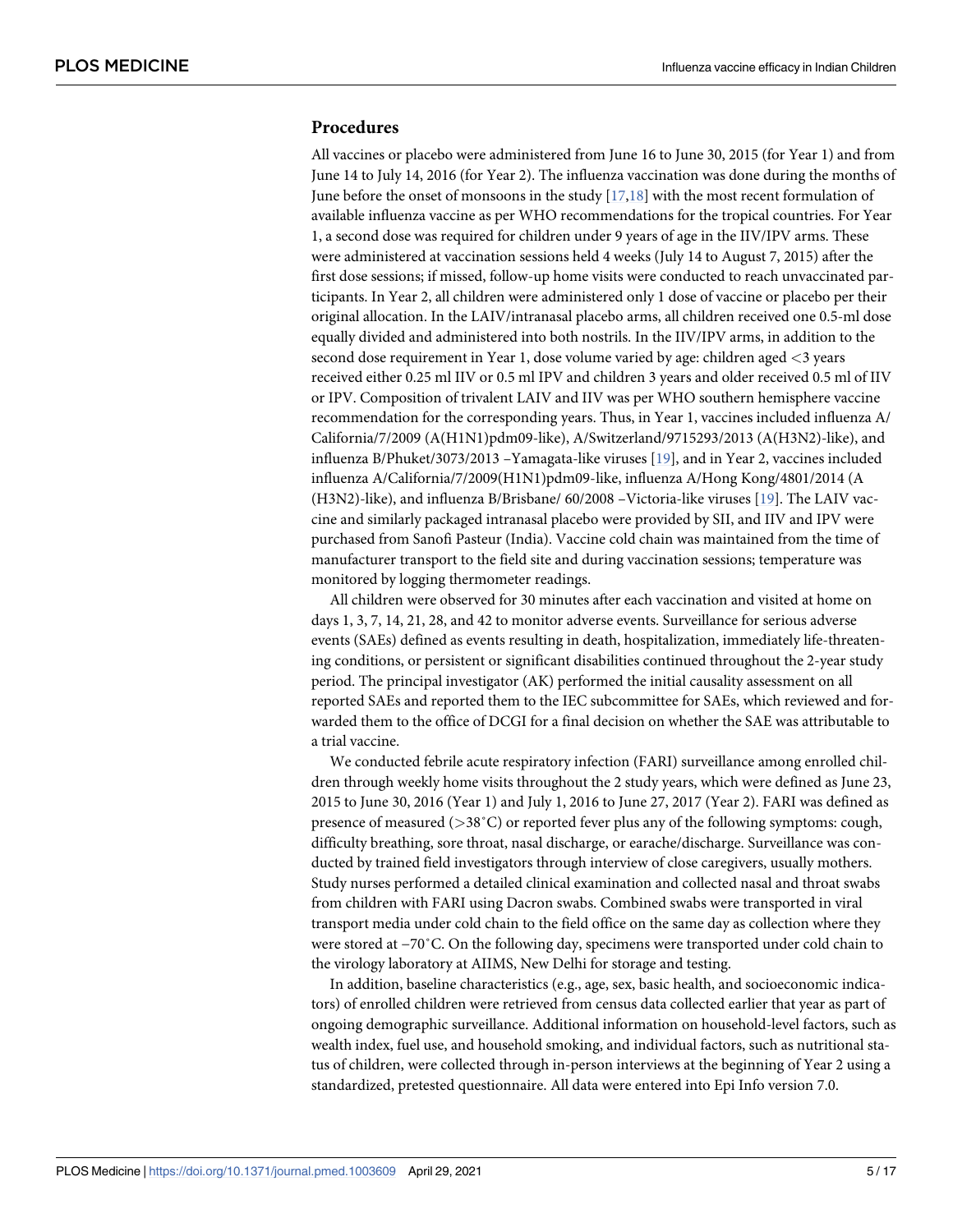## Procedures

All vaccines or placebo were administered from June 16 to June 30, 2015 (for Year 1) and from June 14 to July 14, 2016 (for Year 2). The influenza vaccination was done during the months of June before the onset of monsoons in the study [17,18] with the most recent formulation of available influenza vaccine as per WHO recommendations for the tropical countries. For Year 1, a second dose was required for children under 9 years of age in the IIV/IPV arms. These were administered at vaccination sessions held 4 weeks (July 14 to August 7, 2015) after the first dose sessions; if missed, follow-up home visits were conducted to reach unvaccinated participants. In Year 2, all children were administered only 1 dose of vaccine or placebo per their original allocation. In the LAIV/intranasal placebo arms, all children received one 0.5-ml dose equally divided and administered into both nostrils. In the IIV/IPV arms, in addition to the second dose requirement in Year 1, dose volume varied by age: children aged <3 years received either 0.25 ml IIV or 0.5 ml IPV and children 3 years and older received 0.5 ml of IIV or IPV. Composition of trivalent LAIV and IIV was per WHO southern hemisphere vaccine recommendation for the corresponding years. Thus, in Year 1, vaccines included influenza A/California/7/2009 (A(H1N1)pdm09-like), A/Switzerland/9715293/2013 (A(H3N2)-like), and influenza B/Phuket/3073/2013 –Yamagata-like viruses [19], and in Year 2, vaccines included influenza A/California/7/2009(H1N1)pdm09-like, influenza A/Hong Kong/4801/2014 (A (H3N2)-like), and influenza B/Brisbane/ 60/2008 –Victoria-like viruses [19]. The LAIV vaccine and similarly packaged intranasal placebo were provided by SII, and IIV and IPV were purchased from Sanofi Pasteur (India). Vaccine cold chain was maintained from the time of manufacturer transport to the field site and during vaccination sessions; temperature was monitored by logging thermometer readings.

All children were observed for 30 minutes after each vaccination and visited at home on days 1, 3, 7, 14, 21, 28, and 42 to monitor adverse events. Surveillance for serious adverse events (SAEs) defined as events resulting in death, hospitalization, immediately life-threatening conditions, or persistent or significant disabilities continued throughout the 2-year study period. The principal investigator (AK) performed the initial causality assessment on all reported SAEs and reported them to the IEC subcommittee for SAEs, which reviewed and forwarded them to the office of DCGI for a final decision on whether the SAE was attributable to a trial vaccine.

We conducted febrile acute respiratory infection (FARI) surveillance among enrolled children through weekly home visits throughout the 2 study years, which were defined as June 23, 2015 to June 30, 2016 (Year 1) and July 1, 2016 to June 27, 2017 (Year 2). FARI was defined as presence of measured (>38˚C) or reported fever plus any of the following symptoms: cough, difficulty breathing, sore throat, nasal discharge, or earache/discharge. Surveillance was conducted by trained field investigators through interview of close caregivers, usually mothers. Study nurses performed a detailed clinical examination and collected nasal and throat swabs from children with FARI using Dacron swabs. Combined swabs were transported in viral transport media under cold chain to the field office on the same day as collection where they were stored at −70˚C. On the following day, specimens were transported under cold chain to the virology laboratory at AIIMS, New Delhi for storage and testing.

In addition, baseline characteristics (e.g., age, sex, basic health, and socioeconomic indicators) of enrolled children were retrieved from census data collected earlier that year as part of ongoing demographic surveillance. Additional information on household-level factors, such as wealth index, fuel use, and household smoking, and individual factors, such as nutritional status of children, were collected through in-person interviews at the beginning of Year 2 using a standardized, pretested questionnaire. All data were entered into Epi Info version 7.0.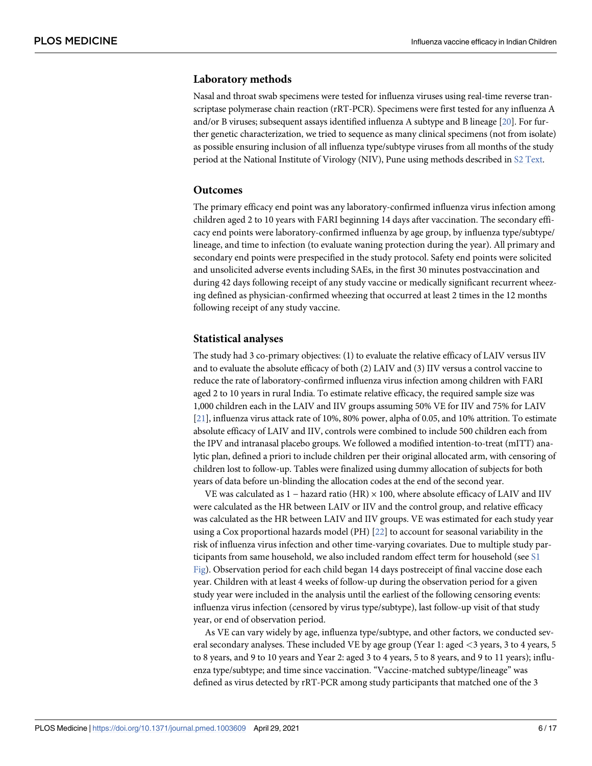### Laboratory methods

Nasal and throat swab specimens were tested for influenza viruses using real-time reverse transcriptase polymerase chain reaction (rRT-PCR). Specimens were first tested for any influenza A and/or B viruses; subsequent assays identified influenza A subtype and B lineage [20]. For further genetic characterization, we tried to sequence as many clinical specimens (not from isolate) as possible ensuring inclusion of all influenza type/subtype viruses from all months of the study period at the National Institute of Virology (NIV), Pune using methods described in S2 Text.

### Outcomes

The primary efficacy end point was any laboratory-confirmed influenza virus infection among children aged 2 to 10 years with FARI beginning 14 days after vaccination. The secondary efficacy end points were laboratory-confirmed influenza by age group, by influenza type/subtype/lineage, and time to infection (to evaluate waning protection during the year). All primary and secondary end points were prespecified in the study protocol. Safety end points were solicited and unsolicited adverse events including SAEs, in the first 30 minutes postvaccination and during 42 days following receipt of any study vaccine or medically significant recurrent wheezing defined as physician-confirmed wheezing that occurred at least 2 times in the 12 months following receipt of any study vaccine.

### Statistical analyses

The study had 3 co-primary objectives: (1) to evaluate the relative efficacy of LAIV versus IIV and to evaluate the absolute efficacy of both (2) LAIV and (3) IIV versus a control vaccine to reduce the rate of laboratory-confirmed influenza virus infection among children with FARI aged 2 to 10 years in rural India. To estimate relative efficacy, the required sample size was 1,000 children each in the LAIV and IIV groups assuming 50% VE for IIV and 75% for LAIV [21], influenza virus attack rate of 10%, 80% power, alpha of 0.05, and 10% attrition. To estimate absolute efficacy of LAIV and IIV, controls were combined to include 500 children each from the IPV and intranasal placebo groups. We followed a modified intention-to-treat (mITT) analytic plan, defined a priori to include children per their original allocated arm, with censoring of children lost to follow-up. Tables were finalized using dummy allocation of subjects for both years of data before un-blinding the allocation codes at the end of the second year.

VE was calculated as $1 -$ hazard ratio (HR) $\times 100$, where absolute efficacy of LAIV and IIV were calculated as the HR between LAIV or IIV and the control group, and relative efficacy was calculated as the HR between LAIV and IIV groups. VE was estimated for each study year using a Cox proportional hazards model (PH) [22] to account for seasonal variability in the risk of influenza virus infection and other time-varying covariates. Due to multiple study participants from same household, we also included random effect term for household (see S1 Fig). Observation period for each child began 14 days postreceipt of final vaccine dose each year. Children with at least 4 weeks of follow-up during the observation period for a given study year were included in the analysis until the earliest of the following censoring events: influenza virus infection (censored by virus type/subtype), last follow-up visit of that study year, or end of observation period.

As VE can vary widely by age, influenza type/subtype, and other factors, we conducted several secondary analyses. These included VE by age group (Year 1: aged <3 years, 3 to 4 years, 5 to 8 years, and 9 to 10 years and Year 2: aged 3 to 4 years, 5 to 8 years, and 9 to 11 years); influenza type/subtype; and time since vaccination. "Vaccine-matched subtype/lineage" was defined as virus detected by rRT-PCR among study participants that matched one of the 3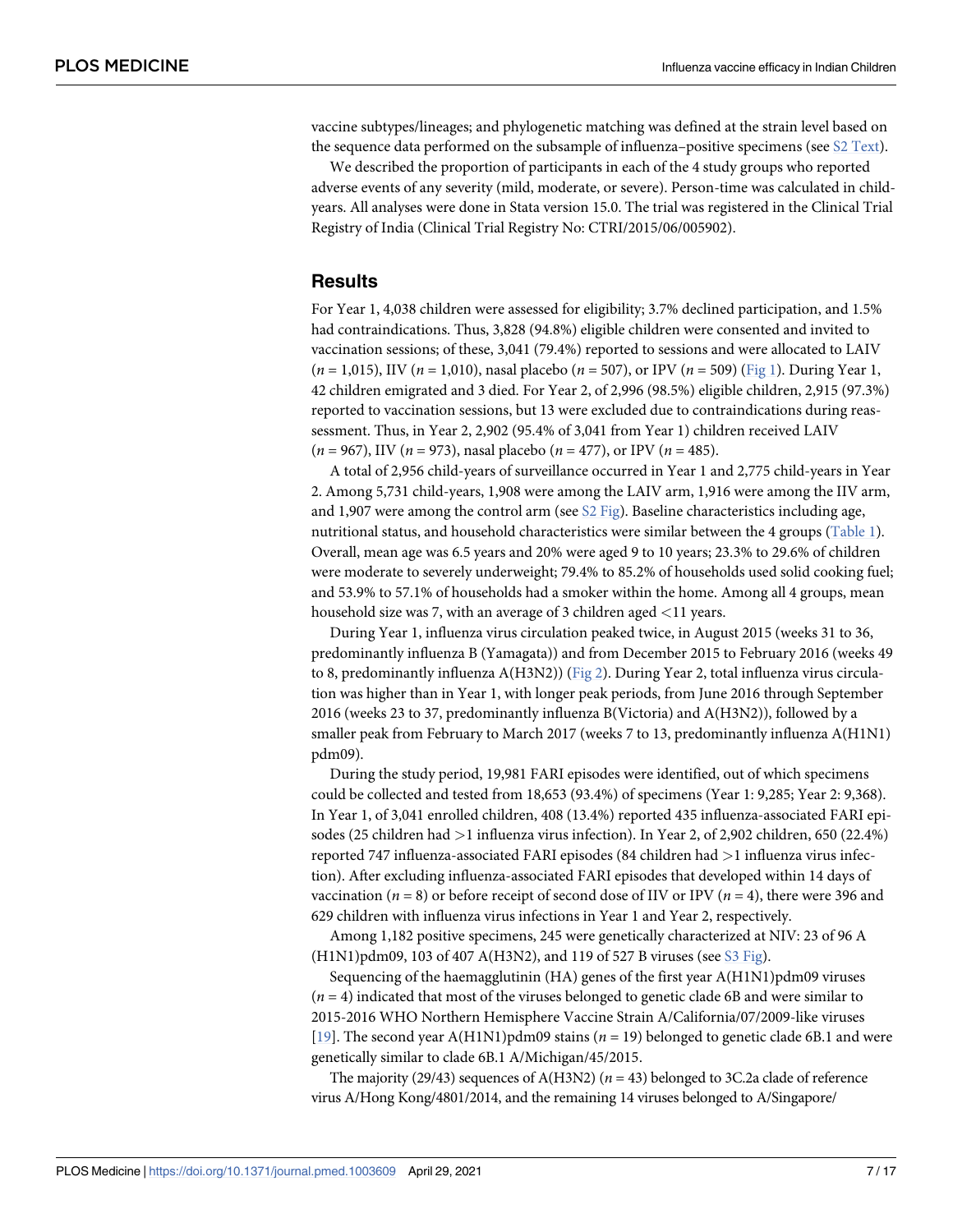vaccine subtypes/lineages; and phylogenetic matching was defined at the strain level based on the sequence data performed on the subsample of influenza–positive specimens (see S2 Text).

We described the proportion of participants in each of the 4 study groups who reported adverse events of any severity (mild, moderate, or severe). Person-time was calculated in child-years. All analyses were done in Stata version 15.0. The trial was registered in the Clinical Trial Registry of India (Clinical Trial Registry No: CTRI/2015/06/005902).

## Results

For Year 1, 4,038 children were assessed for eligibility; 3.7% declined participation, and 1.5% had contraindications. Thus, 3,828 (94.8%) eligible children were consented and invited to vaccination sessions; of these, 3,041 (79.4%) reported to sessions and were allocated to LAIV ($n$ = 1,015), IIV ($n$ = 1,010), nasal placebo ($n$ = 507), or IPV ($n$ = 509) (Fig 1). During Year 1, 42 children emigrated and 3 died. For Year 2, of 2,996 (98.5%) eligible children, 2,915 (97.3%) reported to vaccination sessions, but 13 were excluded due to contraindications during reassessment. Thus, in Year 2, 2,902 (95.4% of 3,041 from Year 1) children received LAIV ($n$ = 967), IIV ($n$ = 973), nasal placebo ($n$ = 477), or IPV ($n$ = 485).

A total of 2,956 child-years of surveillance occurred in Year 1 and 2,775 child-years in Year 2. Among 5,731 child-years, 1,908 were among the LAIV arm, 1,916 were among the IIV arm, and 1,907 were among the control arm (see S2 Fig). Baseline characteristics including age, nutritional status, and household characteristics were similar between the 4 groups (Table 1). Overall, mean age was 6.5 years and 20% were aged 9 to 10 years; 23.3% to 29.6% of children were moderate to severely underweight; 79.4% to 85.2% of households used solid cooking fuel; and 53.9% to 57.1% of households had a smoker within the home. Among all 4 groups, mean household size was 7, with an average of 3 children aged <11 years.

During Year 1, influenza virus circulation peaked twice, in August 2015 (weeks 31 to 36, predominantly influenza B (Yamagata)) and from December 2015 to February 2016 (weeks 49 to 8, predominantly influenza A(H3N2)) (Fig 2). During Year 2, total influenza virus circulation was higher than in Year 1, with longer peak periods, from June 2016 through September 2016 (weeks 23 to 37, predominantly influenza B(Victoria) and A(H3N2)), followed by a smaller peak from February to March 2017 (weeks 7 to 13, predominantly influenza A(H1N1) pdm09).

During the study period, 19,981 FARI episodes were identified, out of which specimens could be collected and tested from 18,653 (93.4%) of specimens (Year 1: 9,285; Year 2: 9,368). In Year 1, of 3,041 enrolled children, 408 (13.4%) reported 435 influenza-associated FARI episodes (25 children had >1 influenza virus infection). In Year 2, of 2,902 children, 650 (22.4%) reported 747 influenza-associated FARI episodes (84 children had >1 influenza virus infection). After excluding influenza-associated FARI episodes that developed within 14 days of vaccination ($n$ = 8) or before receipt of second dose of IIV or IPV ($n$ = 4), there were 396 and 629 children with influenza virus infections in Year 1 and Year 2, respectively.

Among 1,182 positive specimens, 245 were genetically characterized at NIV: 23 of 96 A (H1N1)pdm09, 103 of 407 A(H3N2), and 119 of 527 B viruses (see S3 Fig).

Sequencing of the haemagglutinin (HA) genes of the first year A(H1N1)pdm09 viruses ($n$ = 4) indicated that most of the viruses belonged to genetic clade 6B and were similar to 2015-2016 WHO Northern Hemisphere Vaccine Strain A/California/07/2009-like viruses [19]. The second year A(H1N1)pdm09 stains ($n$ = 19) belonged to genetic clade 6B.1 and were genetically similar to clade 6B.1 A/Michigan/45/2015.

The majority (29/43) sequences of A(H3N2) ($n$ = 43) belonged to 3C.2a clade of reference virus A/Hong Kong/4801/2014, and the remaining 14 viruses belonged to A/Singapore/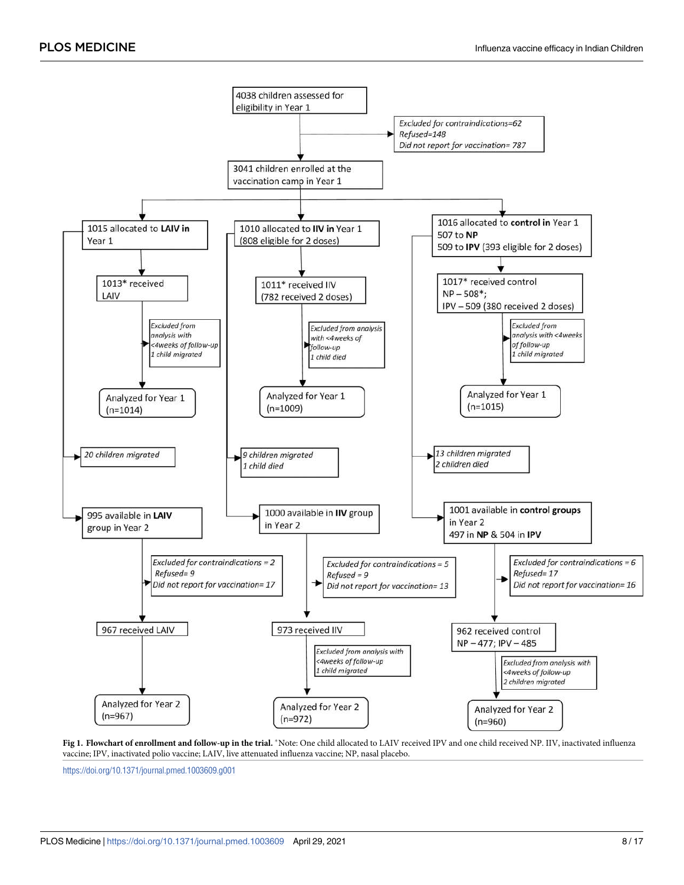4038 children assessed for eligibility in Year 1

*Excluded for contraindications=62*
*Refused=148*
*Did not report for vaccination= 787*

3041 children enrolled at the vaccination camp in Year 1

**LAIV group**

1015 allocated to **LAIV in** Year 1

1013* received LAIV

*Excluded from analysis with <4weeks of follow-up*
*1 child migrated*

Analyzed for Year 1 (n=1014)

*20 children migrated*

995 available in **LAIV** group in Year 2

*Excluded for contraindications = 2*
*Refused= 9*
*Did not report for vaccination= 17*

967 received LAIV

Analyzed for Year 2 (n=967)

**IIV group**

1010 allocated to **IIV** in Year 1 (808 eligible for 2 doses)

1011* received IIV (782 received 2 doses)

*Excluded from analysis with <4weeks of follow-up*
*1 child died*

Analyzed for Year 1 (n=1009)

*9 children migrated*
*1 child died*

1000 available in **IIV** group in Year 2

*Excluded for contraindications = 5*
*Refused = 9*
*Did not report for vaccination= 13*

973 received IIV

*Excluded from analysis with <4weeks of follow-up*
*1 child migrated*

Analyzed for Year 2 (n=972)

**Control group**

1016 allocated to **control** in Year 1
507 to **NP**
509 to **IPV** (393 eligible for 2 doses)

1017* received control
NP – 508*;
IPV – 509 (380 received 2 doses)

*Excluded from analysis with <4weeks of follow-up*
*1 child migrated*

Analyzed for Year 1 (n=1015)

*13 children migrated*
*2 children died*

1001 available in **control groups** in Year 2
497 in **NP** & 504 in **IPV**

*Excluded for contraindications = 6*
*Refused= 17*
*Did not report for vaccination= 16*

962 received control
NP – 477; IPV – 485

*Excluded from analysis with <4weeks of follow-up*
*2 children migrated*

Analyzed for Year 2 (n=960)

**Fig 1. Flowchart of enrollment and follow-up in the trial.** *Note: One child allocated to LAIV received IPV and one child received NP. IIV, inactivated influenza vaccine; IPV, inactivated polio vaccine; LAIV, live attenuated influenza vaccine; NP, nasal placebo.

https://doi.org/10.1371/journal.pmed.1003609.g001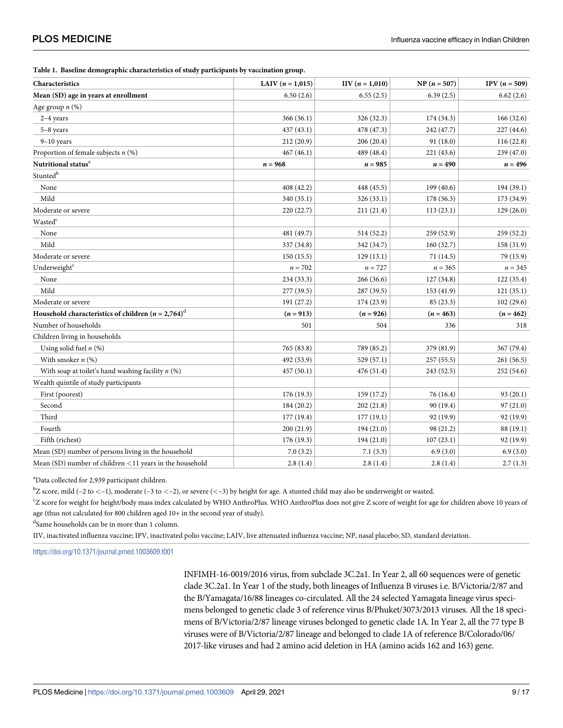**Table 1. Baseline demographic characteristics of study participants by vaccination group.**

| Characteristics | LAIV ($n$ = 1,015) | IIV ($n$ = 1,010) | NP ($n$ = 507) | IPV ($n$ = 509) |
|---|---|---|---|---|
| **Mean (SD) age in years at enrollment** | 6.50 (2.6) | 6.55 (2.5) | 6.39 (2.5) | 6.62 (2.6) |
| Age group $n$ (%) | | | | |
| 2–4 years | 366 (36.1) | 326 (32.3) | 174 (34.3) | 166 (32.6) |
| 5–8 years | 437 (43.1) | 478 (47.3) | 242 (47.7) | 227 (44.6) |
| 9–10 years | 212 (20.9) | 206 (20.4) | 91 (18.0) | 116 (22.8) |
| Proportion of female subjects $n$ (%) | 467 (46.1) | 489 (48.4) | 221 (43.6) | 239 (47.0) |
| **Nutritional status**[a] | ***n* = 968** | ***n* = 985** | ***n* = 490** | ***n* = 496** |
| Stunted[b] | | | | |
| None | 408 (42.2) | 448 (45.5) | 199 (40.6) | 194 (39.1) |
| Mild | 340 (35.1) | 326 (33.1) | 178 (36.3) | 173 (34.9) |
| Moderate or severe | 220 (22.7) | 211 (21.4) | 113 (23.1) | 129 (26.0) |
| Wasted[c] | | | | |
| None | 481 (49.7) | 514 (52.2) | 259 (52.9) | 259 (52.2) |
| Mild | 337 (34.8) | 342 (34.7) | 160 (32.7) | 158 (31.9) |
| Moderate or severe | 150 (15.5) | 129 (13.1) | 71 (14.5) | 79 (15.9) |
| Underweight[c] | $n$ = 702 | $n$ = 727 | $n$ = 365 | $n$ = 345 |
| None | 234 (33.3) | 266 (36.6) | 127 (34.8) | 122 (35.4) |
| Mild | 277 (39.5) | 287 (39.5) | 153 (41.9) | 121 (35.1) |
| Moderate or severe | 191 (27.2) | 174 (23.9) | 85 (23.3) | 102 (29.6) |
| **Household characteristics of children ($n$ = 2,764)**[d] | **($n$ = 913)** | **($n$ = 926)** | **($n$ = 463)** | **($n$ = 462)** |
| Number of households | 501 | 504 | 336 | 318 |
| Children living in households | | | | |
| Using solid fuel $n$ (%) | 765 (83.8) | 789 (85.2) | 379 (81.9) | 367 (79.4) |
| With smoker $n$ (%) | 492 (53.9) | 529 (57.1) | 257 (55.5) | 261 (56.5) |
| With soap at toilet's hand washing facility $n$ (%) | 457 (50.1) | 476 (51.4) | 243 (52.5) | 252 (54.6) |
| Wealth quintile of study participants | | | | |
| First (poorest) | 176 (19.3) | 159 (17.2) | 76 (16.4) | 93 (20.1) |
| Second | 184 (20.2) | 202 (21.8) | 90 (19.4) | 97 (21.0) |
| Third | 177 (19.4) | 177 (19.1) | 92 (19.9) | 92 (19.9) |
| Fourth | 200 (21.9) | 194 (21.0) | 98 (21.2) | 88 (19.1) |
| Fifth (richest) | 176 (19.3) | 194 (21.0) | 107 (23.1) | 92 (19.9) |
| Mean (SD) number of persons living in the household | 7.0 (3.2) | 7.1 (3.3) | 6.9 (3.0) | 6.9 (3.0) |
| Mean (SD) number of children <11 years in the household | 2.8 (1.4) | 2.8 (1.4) | 2.8 (1.4) | 2.7 (1.3) |

[a]Data collected for 2,939 participant children.

[b]Z score, mild (−2 to <−1), moderate (−3 to <−2), or severe (<−3) by height for age. A stunted child may also be underweight or wasted.

[c]Z score for weight for height/body mass index calculated by WHO AnthroPlus. WHO AnthroPlus does not give Z score of weight for age for children above 10 years of age (thus not calculated for 800 children aged 10+ in the second year of study).

[d]Same households can be in more than 1 column.

IIV, inactivated influenza vaccine; IPV, inactivated polio vaccine; LAIV, live attenuated influenza vaccine; NP, nasal placebo; SD, standard deviation.

https://doi.org/10.1371/journal.pmed.1003609.t001

INFIMH-16-0019/2016 virus, from subclade 3C.2a1. In Year 2, all 60 sequences were of genetic clade 3C.2a1. In Year 1 of the study, both lineages of Influenza B viruses i.e. B/Victoria/2/87 and the B/Yamagata/16/88 lineages co-circulated. All the 24 selected Yamagata lineage virus specimens belonged to genetic clade 3 of reference virus B/Phuket/3073/2013 viruses. All the 18 specimens of B/Victoria/2/87 lineage viruses belonged to genetic clade 1A. In Year 2, all the 77 type B viruses were of B/Victoria/2/87 lineage and belonged to clade 1A of reference B/Colorado/06/2017-like viruses and had 2 amino acid deletion in HA (amino acids 162 and 163) gene.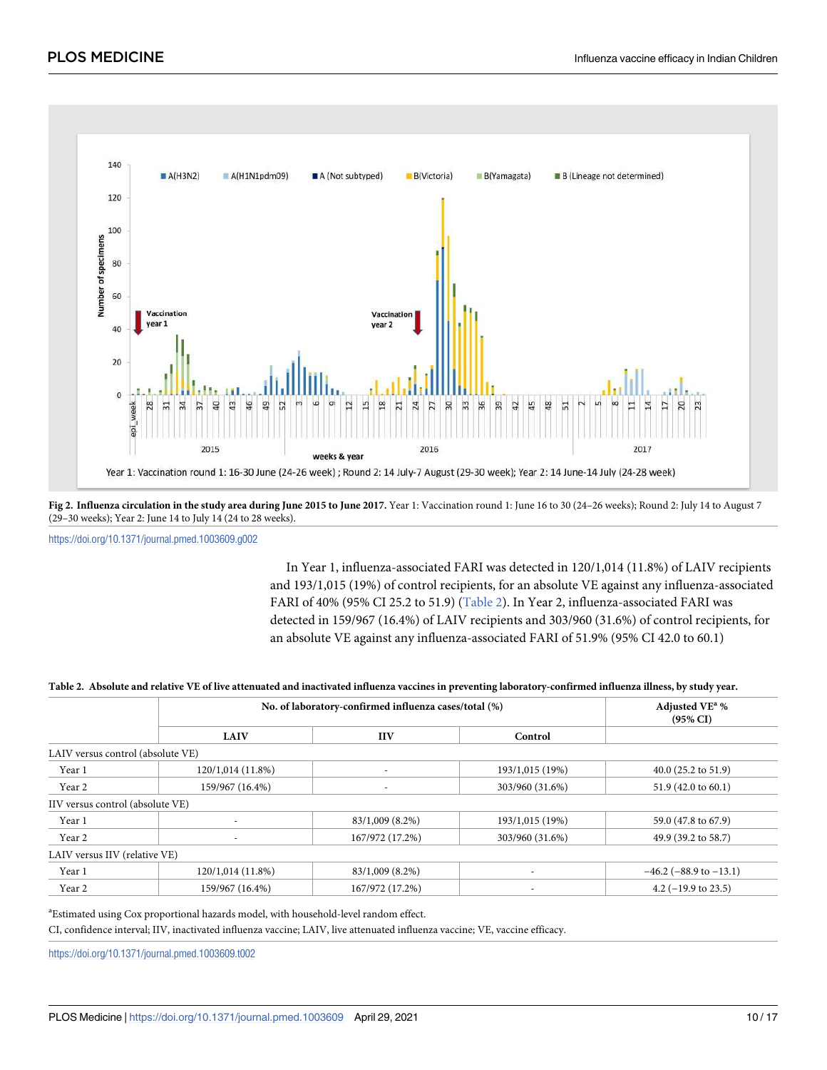**Fig 2. Influenza circulation in the study area during June 2015 to June 2017.** Year 1: Vaccination round 1: June 16 to 30 (24–26 weeks); Round 2: July 14 to August 7 (29–30 weeks); Year 2: June 14 to July 14 (24 to 28 weeks).

https://doi.org/10.1371/journal.pmed.1003609.g002

In Year 1, influenza-associated FARI was detected in 120/1,014 (11.8%) of LAIV recipients and 193/1,015 (19%) of control recipients, for an absolute VE against any influenza-associated FARI of 40% (95% CI 25.2 to 51.9) (Table 2). In Year 2, influenza-associated FARI was detected in 159/967 (16.4%) of LAIV recipients and 303/960 (31.6%) of control recipients, for an absolute VE against any influenza-associated FARI of 51.9% (95% CI 42.0 to 60.1)

**Table 2. Absolute and relative VE of live attenuated and inactivated influenza vaccines in preventing laboratory-confirmed influenza illness, by study year.**

| | No. of laboratory-confirmed influenza cases/total (%) | | | Adjusted VE[a] % (95% CI) |
|---|---|---|---|---|
| | LAIV | IIV | Control | |
| LAIV versus control (absolute VE) | | | | |
| Year 1 | 120/1,014 (11.8%) | - | 193/1,015 (19%) | 40.0 (25.2 to 51.9) |
| Year 2 | 159/967 (16.4%) | - | 303/960 (31.6%) | 51.9 (42.0 to 60.1) |
| IIV versus control (absolute VE) | | | | |
| Year 1 | - | 83/1,009 (8.2%) | 193/1,015 (19%) | 59.0 (47.8 to 67.9) |
| Year 2 | - | 167/972 (17.2%) | 303/960 (31.6%) | 49.9 (39.2 to 58.7) |
| LAIV versus IIV (relative VE) | | | | |
| Year 1 | 120/1,014 (11.8%) | 83/1,009 (8.2%) | - | −46.2 (−88.9 to −13.1) |
| Year 2 | 159/967 (16.4%) | 167/972 (17.2%) | - | 4.2 (−19.9 to 23.5) |

[a]Estimated using Cox proportional hazards model, with household-level random effect.

CI, confidence interval; IIV, inactivated influenza vaccine; LAIV, live attenuated influenza vaccine; VE, vaccine efficacy.

https://doi.org/10.1371/journal.pmed.1003609.t002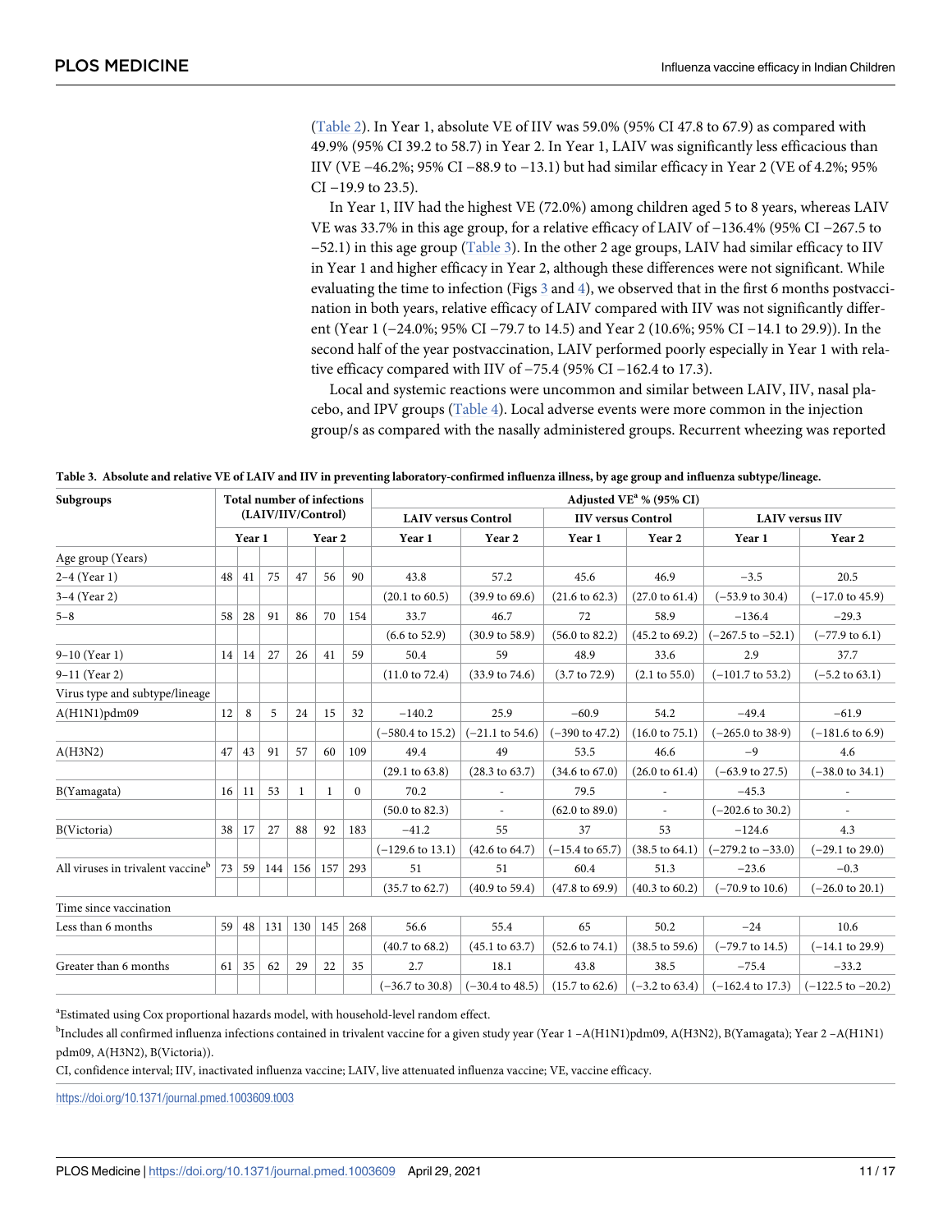(Table 2). In Year 1, absolute VE of IIV was 59.0% (95% CI 47.8 to 67.9) as compared with 49.9% (95% CI 39.2 to 58.7) in Year 2. In Year 1, LAIV was significantly less efficacious than IIV (VE −46.2%; 95% CI −88.9 to −13.1) but had similar efficacy in Year 2 (VE of 4.2%; 95% CI −19.9 to 23.5).

In Year 1, IIV had the highest VE (72.0%) among children aged 5 to 8 years, whereas LAIV VE was 33.7% in this age group, for a relative efficacy of LAIV of −136.4% (95% CI −267.5 to −52.1) in this age group (Table 3). In the other 2 age groups, LAIV had similar efficacy to IIV in Year 1 and higher efficacy in Year 2, although these differences were not significant. While evaluating the time to infection (Figs 3 and 4), we observed that in the first 6 months postvaccination in both years, relative efficacy of LAIV compared with IIV was not significantly different (Year 1 (−24.0%; 95% CI −79.7 to 14.5) and Year 2 (10.6%; 95% CI −14.1 to 29.9)). In the second half of the year postvaccination, LAIV performed poorly especially in Year 1 with relative efficacy compared with IIV of −75.4 (95% CI −162.4 to 17.3).

Local and systemic reactions were uncommon and similar between LAIV, IIV, nasal placebo, and IPV groups (Table 4). Local adverse events were more common in the injection group/s as compared with the nasally administered groups. Recurrent wheezing was reported

**Table 3. Absolute and relative VE of LAIV and IIV in preventing laboratory-confirmed influenza illness, by age group and influenza subtype/lineage.**

| Subgroups | Total number of infections (LAIV/IIV/Control) | | | | | | Adjusted VE[a] % (95% CI) | | | | | |
|---|---|---|---|---|---|---|---|---|---|---|---|---|
| | | | | | | | LAIV versus Control | | IIV versus Control | | LAIV versus IIV | |
| | Year 1 | | | Year 2 | | | Year 1 | Year 2 | Year 1 | Year 2 | Year 1 | Year 2 |
| Age group (Years) | | | | | | | | | | | | |
| 2–4 (Year 1) | 48 | 41 | 75 | 47 | 56 | 90 | 43.8 | 57.2 | 45.6 | 46.9 | −3.5 | 20.5 |
| 3–4 (Year 2) | | | | | | | (20.1 to 60.5) | (39.9 to 69.6) | (21.6 to 62.3) | (27.0 to 61.4) | (−53.9 to 30.4) | (−17.0 to 45.9) |
| 5–8 | 58 | 28 | 91 | 86 | 70 | 154 | 33.7 | 46.7 | 72 | 58.9 | −136.4 | −29.3 |
| | | | | | | | (6.6 to 52.9) | (30.9 to 58.9) | (56.0 to 82.2) | (45.2 to 69.2) | (−267.5 to −52.1) | (−77.9 to 6.1) |
| 9–10 (Year 1) | 14 | 14 | 27 | 26 | 41 | 59 | 50.4 | 59 | 48.9 | 33.6 | 2.9 | 37.7 |
| 9–11 (Year 2) | | | | | | | (11.0 to 72.4) | (33.9 to 74.6) | (3.7 to 72.9) | (2.1 to 55.0) | (−101.7 to 53.2) | (−5.2 to 63.1) |
| Virus type and subtype/lineage | | | | | | | | | | | | |
| A(H1N1)pdm09 | 12 | 8 | 5 | 24 | 15 | 32 | −140.2 | 25.9 | −60.9 | 54.2 | −49.4 | −61.9 |
| | | | | | | | (−580.4 to 15.2) | (−21.1 to 54.6) | (−390 to 47.2) | (16.0 to 75.1) | (−265.0 to 38·9) | (−181.6 to 6.9) |
| A(H3N2) | 47 | 43 | 91 | 57 | 60 | 109 | 49.4 | 49 | 53.5 | 46.6 | −9 | 4.6 |
| | | | | | | | (29.1 to 63.8) | (28.3 to 63.7) | (34.6 to 67.0) | (26.0 to 61.4) | (−63.9 to 27.5) | (−38.0 to 34.1) |
| B(Yamagata) | 16 | 11 | 53 | 1 | 1 | 0 | 70.2 | - | 79.5 | - | −45.3 | - |
| | | | | | | | (50.0 to 82.3) | - | (62.0 to 89.0) | - | (−202.6 to 30.2) | - |
| B(Victoria) | 38 | 17 | 27 | 88 | 92 | 183 | −41.2 | 55 | 37 | 53 | −124.6 | 4.3 |
| | | | | | | | (−129.6 to 13.1) | (42.6 to 64.7) | (−15.4 to 65.7) | (38.5 to 64.1) | (−279.2 to −33.0) | (−29.1 to 29.0) |
| All viruses in trivalent vaccine[b] | 73 | 59 | 144 | 156 | 157 | 293 | 51 | 51 | 60.4 | 51.3 | −23.6 | −0.3 |
| | | | | | | | (35.7 to 62.7) | (40.9 to 59.4) | (47.8 to 69.9) | (40.3 to 60.2) | (−70.9 to 10.6) | (−26.0 to 20.1) |
| Time since vaccination | | | | | | | | | | | | |
| Less than 6 months | 59 | 48 | 131 | 130 | 145 | 268 | 56.6 | 55.4 | 65 | 50.2 | −24 | 10.6 |
| | | | | | | | (40.7 to 68.2) | (45.1 to 63.7) | (52.6 to 74.1) | (38.5 to 59.6) | (−79.7 to 14.5) | (−14.1 to 29.9) |
| Greater than 6 months | 61 | 35 | 62 | 29 | 22 | 35 | 2.7 | 18.1 | 43.8 | 38.5 | −75.4 | −33.2 |
| | | | | | | | (−36.7 to 30.8) | (−30.4 to 48.5) | (15.7 to 62.6) | (−3.2 to 63.4) | (−162.4 to 17.3) | (−122.5 to −20.2) |

[a]Estimated using Cox proportional hazards model, with household-level random effect.

[b]Includes all confirmed influenza infections contained in trivalent vaccine for a given study year (Year 1 –A(H1N1)pdm09, A(H3N2), B(Yamagata); Year 2 –A(H1N1) pdm09, A(H3N2), B(Victoria)).

CI, confidence interval; IIV, inactivated influenza vaccine; LAIV, live attenuated influenza vaccine; VE, vaccine efficacy.

https://doi.org/10.1371/journal.pmed.1003609.t003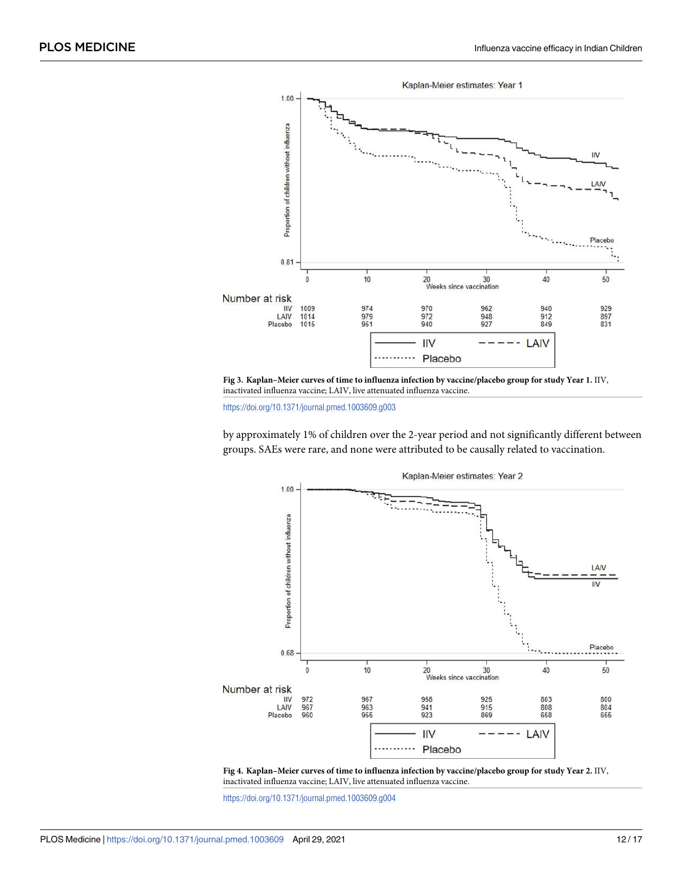Fig 3. Kaplan–Meier curves of time to influenza infection by vaccine/placebo group for study Year 1. IIV, inactivated influenza vaccine; LAIV, live attenuated influenza vaccine.

https://doi.org/10.1371/journal.pmed.1003609.g003

by approximately 1% of children over the 2-year period and not significantly different between groups. SAEs were rare, and none were attributed to be causally related to vaccination.

Fig 4. Kaplan–Meier curves of time to influenza infection by vaccine/placebo group for study Year 2. IIV, inactivated influenza vaccine; LAIV, live attenuated influenza vaccine.

https://doi.org/10.1371/journal.pmed.1003609.g004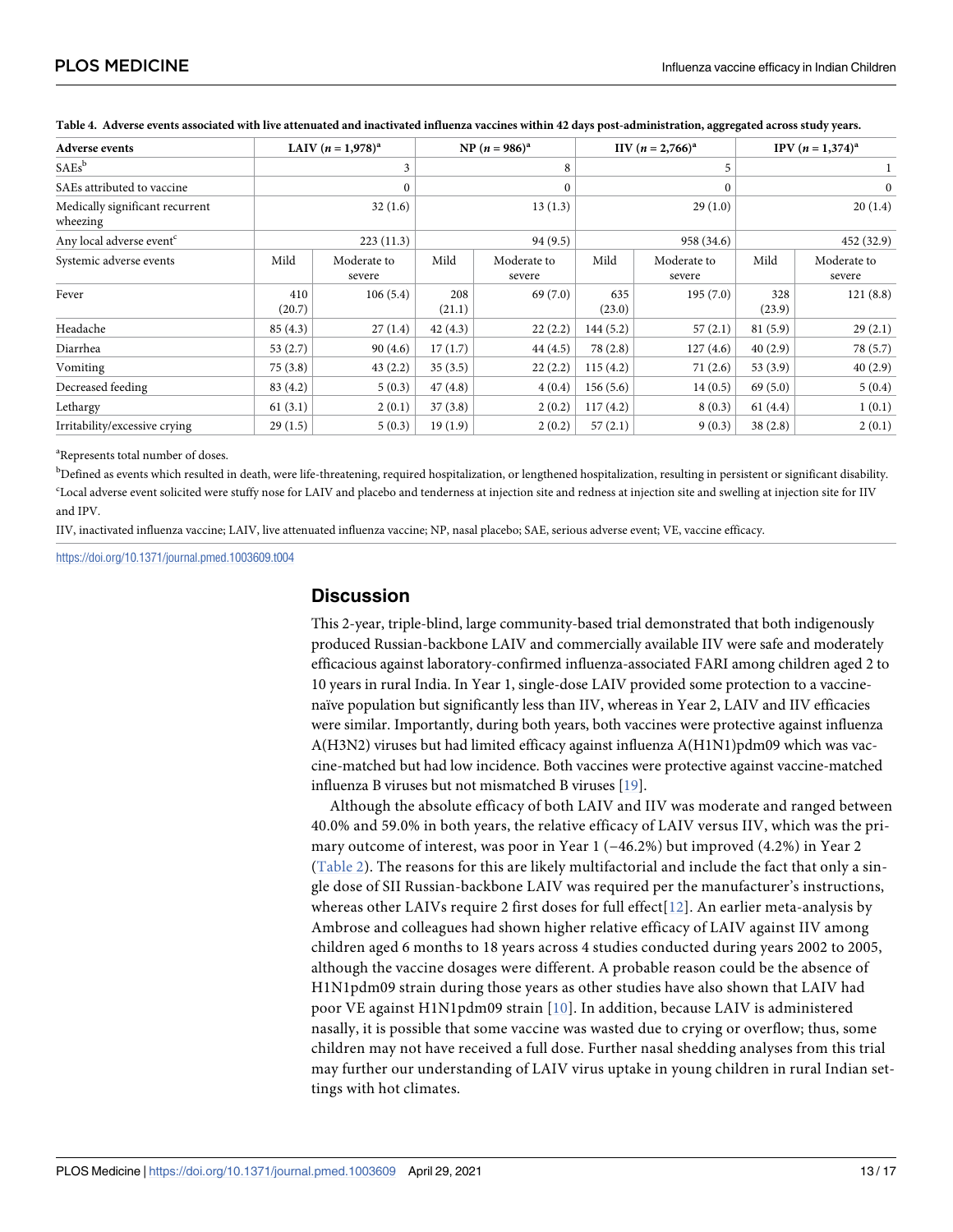**Table 4. Adverse events associated with live attenuated and inactivated influenza vaccines within 42 days post-administration, aggregated across study years.**

| Adverse events | LAIV ($n$ = 1,978)[a] | | NP ($n$ = 986)[a] | | IIV ($n$ = 2,766)[a] | | IPV ($n$ = 1,374)[a] | |
|---|---|---|---|---|---|---|---|---|
| SAEs[b] | 3 | | 8 | | 5 | | 1 | |
| SAEs attributed to vaccine | 0 | | 0 | | 0 | | 0 | |
| Medically significant recurrent wheezing | 32 (1.6) | | 13 (1.3) | | 29 (1.0) | | 20 (1.4) | |
| Any local adverse event[c] | 223 (11.3) | | 94 (9.5) | | 958 (34.6) | | 452 (32.9) | |
| Systemic adverse events | Mild | Moderate to severe | Mild | Moderate to severe | Mild | Moderate to severe | Mild | Moderate to severe |
| Fever | 410 (20.7) | 106 (5.4) | 208 (21.1) | 69 (7.0) | 635 (23.0) | 195 (7.0) | 328 (23.9) | 121 (8.8) |
| Headache | 85 (4.3) | 27 (1.4) | 42 (4.3) | 22 (2.2) | 144 (5.2) | 57 (2.1) | 81 (5.9) | 29 (2.1) |
| Diarrhea | 53 (2.7) | 90 (4.6) | 17 (1.7) | 44 (4.5) | 78 (2.8) | 127 (4.6) | 40 (2.9) | 78 (5.7) |
| Vomiting | 75 (3.8) | 43 (2.2) | 35 (3.5) | 22 (2.2) | 115 (4.2) | 71 (2.6) | 53 (3.9) | 40 (2.9) |
| Decreased feeding | 83 (4.2) | 5 (0.3) | 47 (4.8) | 4 (0.4) | 156 (5.6) | 14 (0.5) | 69 (5.0) | 5 (0.4) |
| Lethargy | 61 (3.1) | 2 (0.1) | 37 (3.8) | 2 (0.2) | 117 (4.2) | 8 (0.3) | 61 (4.4) | 1 (0.1) |
| Irritability/excessive crying | 29 (1.5) | 5 (0.3) | 19 (1.9) | 2 (0.2) | 57 (2.1) | 9 (0.3) | 38 (2.8) | 2 (0.1) |

[a]Represents total number of doses.

[b]Defined as events which resulted in death, were life-threatening, required hospitalization, or lengthened hospitalization, resulting in persistent or significant disability.

[c]Local adverse event solicited were stuffy nose for LAIV and placebo and tenderness at injection site and redness at injection site and swelling at injection site for IIV and IPV.

IIV, inactivated influenza vaccine; LAIV, live attenuated influenza vaccine; NP, nasal placebo; SAE, serious adverse event; VE, vaccine efficacy.

https://doi.org/10.1371/journal.pmed.1003609.t004

## Discussion

This 2-year, triple-blind, large community-based trial demonstrated that both indigenously produced Russian-backbone LAIV and commercially available IIV were safe and moderately efficacious against laboratory-confirmed influenza-associated FARI among children aged 2 to 10 years in rural India. In Year 1, single-dose LAIV provided some protection to a vaccine-naïve population but significantly less than IIV, whereas in Year 2, LAIV and IIV efficacies were similar. Importantly, during both years, both vaccines were protective against influenza A(H3N2) viruses but had limited efficacy against influenza A(H1N1)pdm09 which was vaccine-matched but had low incidence. Both vaccines were protective against vaccine-matched influenza B viruses but not mismatched B viruses [19].

Although the absolute efficacy of both LAIV and IIV was moderate and ranged between 40.0% and 59.0% in both years, the relative efficacy of LAIV versus IIV, which was the primary outcome of interest, was poor in Year 1 (−46.2%) but improved (4.2%) in Year 2 (Table 2). The reasons for this are likely multifactorial and include the fact that only a single dose of SII Russian-backbone LAIV was required per the manufacturer's instructions, whereas other LAIVs require 2 first doses for full effect[12]. An earlier meta-analysis by Ambrose and colleagues had shown higher relative efficacy of LAIV against IIV among children aged 6 months to 18 years across 4 studies conducted during years 2002 to 2005, although the vaccine dosages were different. A probable reason could be the absence of H1N1pdm09 strain during those years as other studies have also shown that LAIV had poor VE against H1N1pdm09 strain [10]. In addition, because LAIV is administered nasally, it is possible that some vaccine was wasted due to crying or overflow; thus, some children may not have received a full dose. Further nasal shedding analyses from this trial may further our understanding of LAIV virus uptake in young children in rural Indian settings with hot climates.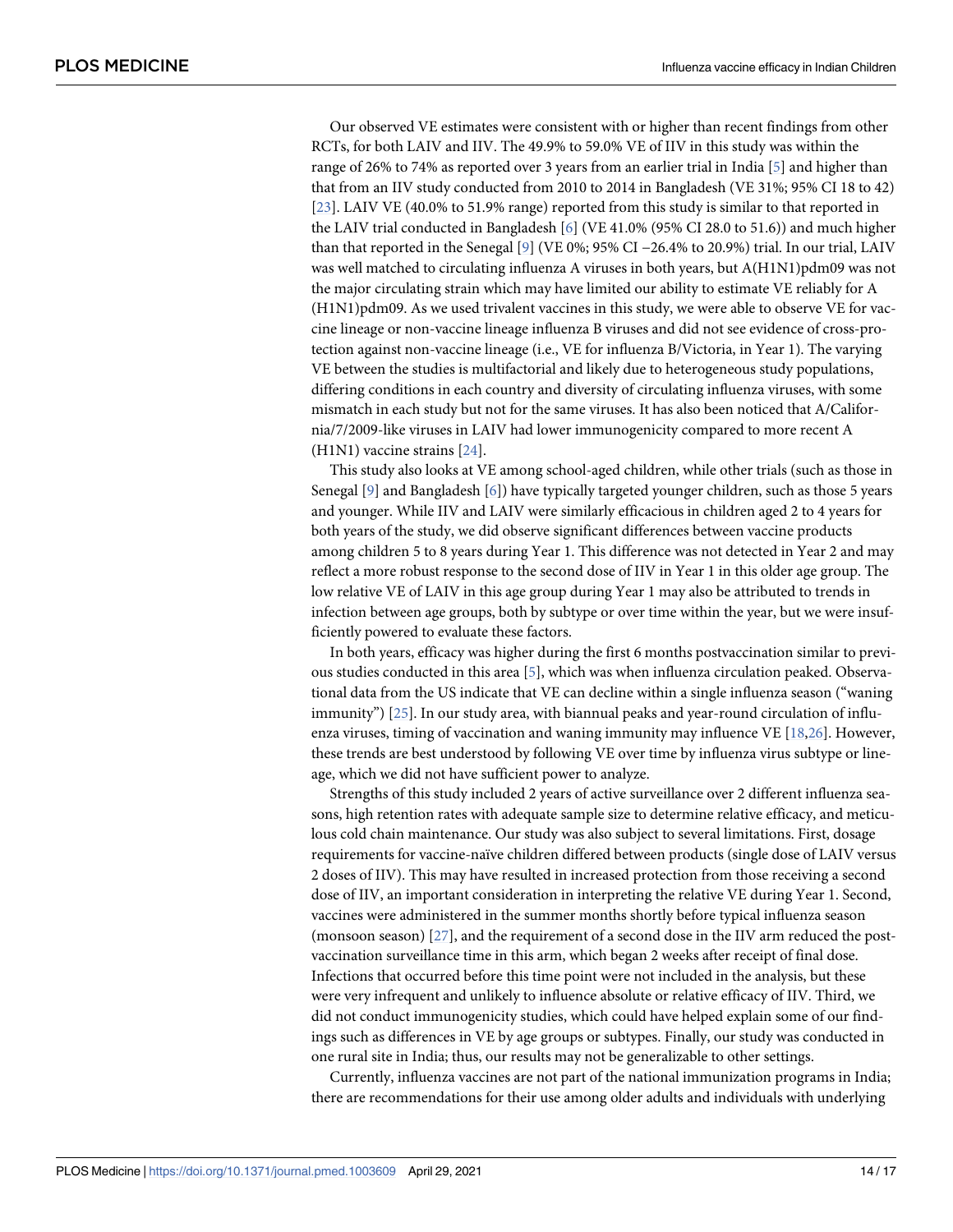Our observed VE estimates were consistent with or higher than recent findings from other RCTs, for both LAIV and IIV. The 49.9% to 59.0% VE of IIV in this study was within the range of 26% to 74% as reported over 3 years from an earlier trial in India [5] and higher than that from an IIV study conducted from 2010 to 2014 in Bangladesh (VE 31%; 95% CI 18 to 42) [23]. LAIV VE (40.0% to 51.9% range) reported from this study is similar to that reported in the LAIV trial conducted in Bangladesh [6] (VE 41.0% (95% CI 28.0 to 51.6)) and much higher than that reported in the Senegal [9] (VE 0%; 95% CI −26.4% to 20.9%) trial. In our trial, LAIV was well matched to circulating influenza A viruses in both years, but A(H1N1)pdm09 was not the major circulating strain which may have limited our ability to estimate VE reliably for A (H1N1)pdm09. As we used trivalent vaccines in this study, we were able to observe VE for vaccine lineage or non-vaccine lineage influenza B viruses and did not see evidence of cross-protection against non-vaccine lineage (i.e., VE for influenza B/Victoria, in Year 1). The varying VE between the studies is multifactorial and likely due to heterogeneous study populations, differing conditions in each country and diversity of circulating influenza viruses, with some mismatch in each study but not for the same viruses. It has also been noticed that A/California/7/2009-like viruses in LAIV had lower immunogenicity compared to more recent A (H1N1) vaccine strains [24].

This study also looks at VE among school-aged children, while other trials (such as those in Senegal [9] and Bangladesh [6]) have typically targeted younger children, such as those 5 years and younger. While IIV and LAIV were similarly efficacious in children aged 2 to 4 years for both years of the study, we did observe significant differences between vaccine products among children 5 to 8 years during Year 1. This difference was not detected in Year 2 and may reflect a more robust response to the second dose of IIV in Year 1 in this older age group. The low relative VE of LAIV in this age group during Year 1 may also be attributed to trends in infection between age groups, both by subtype or over time within the year, but we were insufficiently powered to evaluate these factors.

In both years, efficacy was higher during the first 6 months postvaccination similar to previous studies conducted in this area [5], which was when influenza circulation peaked. Observational data from the US indicate that VE can decline within a single influenza season ("waning immunity") [25]. In our study area, with biannual peaks and year-round circulation of influenza viruses, timing of vaccination and waning immunity may influence VE [18,26]. However, these trends are best understood by following VE over time by influenza virus subtype or lineage, which we did not have sufficient power to analyze.

Strengths of this study included 2 years of active surveillance over 2 different influenza seasons, high retention rates with adequate sample size to determine relative efficacy, and meticulous cold chain maintenance. Our study was also subject to several limitations. First, dosage requirements for vaccine-naïve children differed between products (single dose of LAIV versus 2 doses of IIV). This may have resulted in increased protection from those receiving a second dose of IIV, an important consideration in interpreting the relative VE during Year 1. Second, vaccines were administered in the summer months shortly before typical influenza season (monsoon season) [27], and the requirement of a second dose in the IIV arm reduced the post-vaccination surveillance time in this arm, which began 2 weeks after receipt of final dose. Infections that occurred before this time point were not included in the analysis, but these were very infrequent and unlikely to influence absolute or relative efficacy of IIV. Third, we did not conduct immunogenicity studies, which could have helped explain some of our findings such as differences in VE by age groups or subtypes. Finally, our study was conducted in one rural site in India; thus, our results may not be generalizable to other settings.

Currently, influenza vaccines are not part of the national immunization programs in India; there are recommendations for their use among older adults and individuals with underlying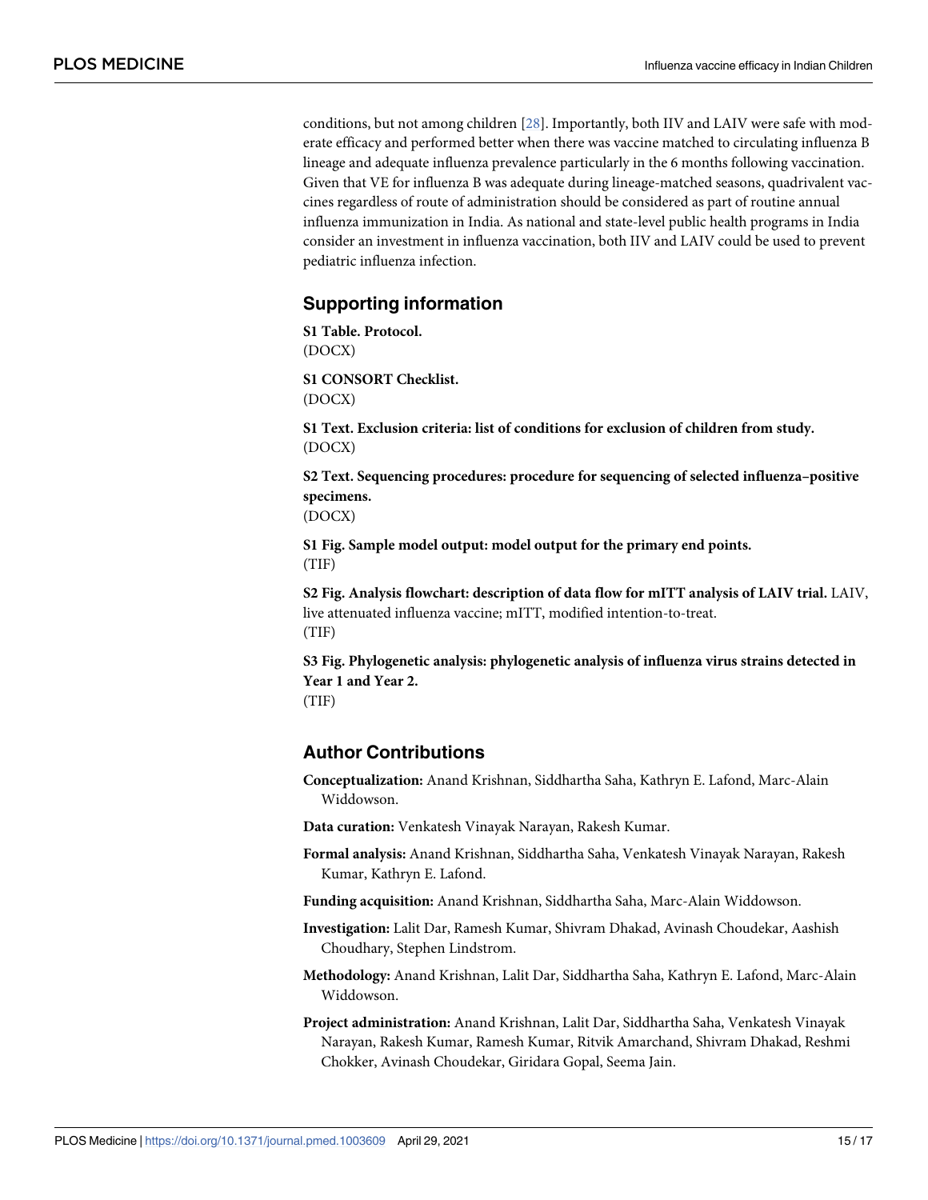conditions, but not among children [28]. Importantly, both IIV and LAIV were safe with moderate efficacy and performed better when there was vaccine matched to circulating influenza B lineage and adequate influenza prevalence particularly in the 6 months following vaccination. Given that VE for influenza B was adequate during lineage-matched seasons, quadrivalent vaccines regardless of route of administration should be considered as part of routine annual influenza immunization in India. As national and state-level public health programs in India consider an investment in influenza vaccination, both IIV and LAIV could be used to prevent pediatric influenza infection.

## Supporting information

**S1 Table. Protocol.**
(DOCX)

**S1 CONSORT Checklist.**
(DOCX)

**S1 Text. Exclusion criteria: list of conditions for exclusion of children from study.**
(DOCX)

**S2 Text. Sequencing procedures: procedure for sequencing of selected influenza–positive specimens.**
(DOCX)

**S1 Fig. Sample model output: model output for the primary end points.**
(TIF)

**S2 Fig. Analysis flowchart: description of data flow for mITT analysis of LAIV trial.** LAIV, live attenuated influenza vaccine; mITT, modified intention-to-treat.
(TIF)

**S3 Fig. Phylogenetic analysis: phylogenetic analysis of influenza virus strains detected in Year 1 and Year 2.**
(TIF)

## Author Contributions

**Conceptualization:** Anand Krishnan, Siddhartha Saha, Kathryn E. Lafond, Marc-Alain Widdowson.

**Data curation:** Venkatesh Vinayak Narayan, Rakesh Kumar.

**Formal analysis:** Anand Krishnan, Siddhartha Saha, Venkatesh Vinayak Narayan, Rakesh Kumar, Kathryn E. Lafond.

**Funding acquisition:** Anand Krishnan, Siddhartha Saha, Marc-Alain Widdowson.

**Investigation:** Lalit Dar, Ramesh Kumar, Shivram Dhakad, Avinash Choudekar, Aashish Choudhary, Stephen Lindstrom.

**Methodology:** Anand Krishnan, Lalit Dar, Siddhartha Saha, Kathryn E. Lafond, Marc-Alain Widdowson.

**Project administration:** Anand Krishnan, Lalit Dar, Siddhartha Saha, Venkatesh Vinayak Narayan, Rakesh Kumar, Ramesh Kumar, Ritvik Amarchand, Shivram Dhakad, Reshmi Chokker, Avinash Choudekar, Giridara Gopal, Seema Jain.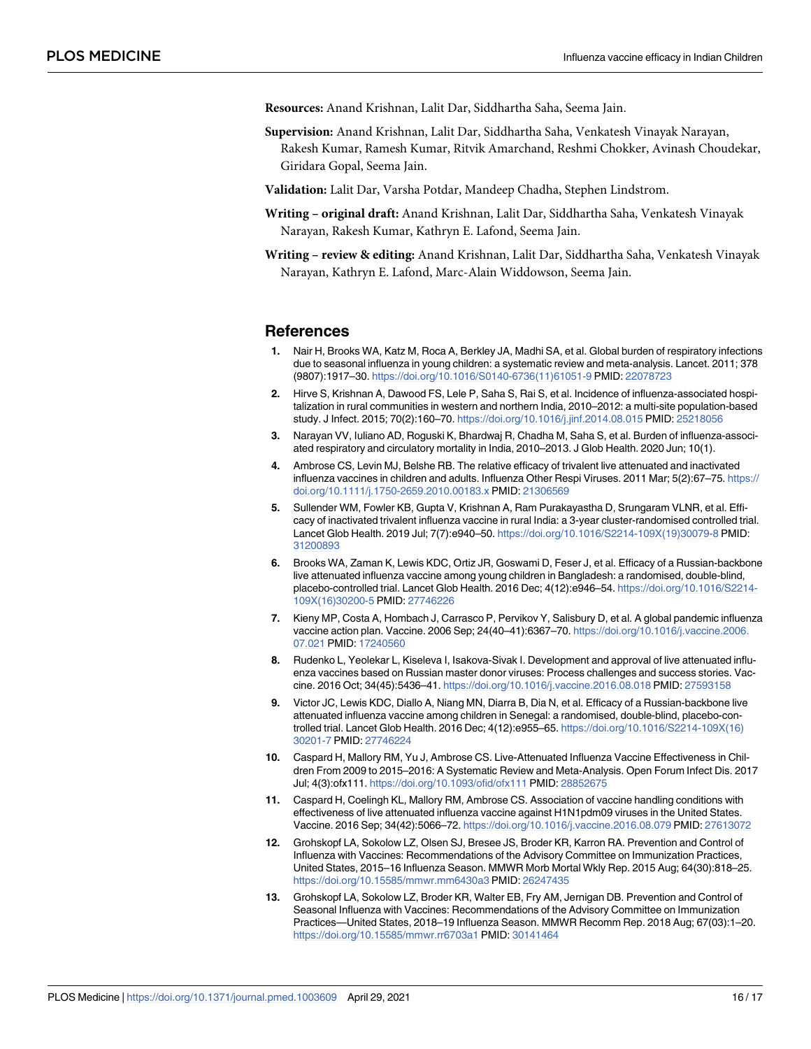**Resources:** Anand Krishnan, Lalit Dar, Siddhartha Saha, Seema Jain.

**Supervision:** Anand Krishnan, Lalit Dar, Siddhartha Saha, Venkatesh Vinayak Narayan, Rakesh Kumar, Ramesh Kumar, Ritvik Amarchand, Reshmi Chokker, Avinash Choudekar, Giridara Gopal, Seema Jain.

**Validation:** Lalit Dar, Varsha Potdar, Mandeep Chadha, Stephen Lindstrom.

**Writing – original draft:** Anand Krishnan, Lalit Dar, Siddhartha Saha, Venkatesh Vinayak Narayan, Rakesh Kumar, Kathryn E. Lafond, Seema Jain.

**Writing – review & editing:** Anand Krishnan, Lalit Dar, Siddhartha Saha, Venkatesh Vinayak Narayan, Kathryn E. Lafond, Marc-Alain Widdowson, Seema Jain.

## References

1. Nair H, Brooks WA, Katz M, Roca A, Berkley JA, Madhi SA, et al. Global burden of respiratory infections due to seasonal influenza in young children: a systematic review and meta-analysis. Lancet. 2011; 378 (9807):1917–30. https://doi.org/10.1016/S0140-6736(11)61051-9 PMID: 22078723
2. Hirve S, Krishnan A, Dawood FS, Lele P, Saha S, Rai S, et al. Incidence of influenza-associated hospitalization in rural communities in western and northern India, 2010–2012: a multi-site population-based study. J Infect. 2015; 70(2):160–70. https://doi.org/10.1016/j.jinf.2014.08.015 PMID: 25218056
3. Narayan VV, Iuliano AD, Roguski K, Bhardwaj R, Chadha M, Saha S, et al. Burden of influenza-associated respiratory and circulatory mortality in India, 2010–2013. J Glob Health. 2020 Jun; 10(1).
4. Ambrose CS, Levin MJ, Belshe RB. The relative efficacy of trivalent live attenuated and inactivated influenza vaccines in children and adults. Influenza Other Respi Viruses. 2011 Mar; 5(2):67–75. https://doi.org/10.1111/j.1750-2659.2010.00183.x PMID: 21306569
5. Sullender WM, Fowler KB, Gupta V, Krishnan A, Ram Purakayastha D, Srungaram VLNR, et al. Efficacy of inactivated trivalent influenza vaccine in rural India: a 3-year cluster-randomised controlled trial. Lancet Glob Health. 2019 Jul; 7(7):e940–50. https://doi.org/10.1016/S2214-109X(19)30079-8 PMID: 31200893
6. Brooks WA, Zaman K, Lewis KDC, Ortiz JR, Goswami D, Feser J, et al. Efficacy of a Russian-backbone live attenuated influenza vaccine among young children in Bangladesh: a randomised, double-blind, placebo-controlled trial. Lancet Glob Health. 2016 Dec; 4(12):e946–54. https://doi.org/10.1016/S2214-109X(16)30200-5 PMID: 27746226
7. Kieny MP, Costa A, Hombach J, Carrasco P, Pervikov Y, Salisbury D, et al. A global pandemic influenza vaccine action plan. Vaccine. 2006 Sep; 24(40–41):6367–70. https://doi.org/10.1016/j.vaccine.2006.07.021 PMID: 17240560
8. Rudenko L, Yeolekar L, Kiseleva I, Isakova-Sivak I. Development and approval of live attenuated influenza vaccines based on Russian master donor viruses: Process challenges and success stories. Vaccine. 2016 Oct; 34(45):5436–41. https://doi.org/10.1016/j.vaccine.2016.08.018 PMID: 27593158
9. Victor JC, Lewis KDC, Diallo A, Niang MN, Diarra B, Dia N, et al. Efficacy of a Russian-backbone live attenuated influenza vaccine among children in Senegal: a randomised, double-blind, placebo-controlled trial. Lancet Glob Health. 2016 Dec; 4(12):e955–65. https://doi.org/10.1016/S2214-109X(16)30201-7 PMID: 27746224
10. Caspard H, Mallory RM, Yu J, Ambrose CS. Live-Attenuated Influenza Vaccine Effectiveness in Children From 2009 to 2015–2016: A Systematic Review and Meta-Analysis. Open Forum Infect Dis. 2017 Jul; 4(3):ofx111. https://doi.org/10.1093/ofid/ofx111 PMID: 28852675
11. Caspard H, Coelingh KL, Mallory RM, Ambrose CS. Association of vaccine handling conditions with effectiveness of live attenuated influenza vaccine against H1N1pdm09 viruses in the United States. Vaccine. 2016 Sep; 34(42):5066–72. https://doi.org/10.1016/j.vaccine.2016.08.079 PMID: 27613072
12. Grohskopf LA, Sokolow LZ, Olsen SJ, Bresee JS, Broder KR, Karron RA. Prevention and Control of Influenza with Vaccines: Recommendations of the Advisory Committee on Immunization Practices, United States, 2015–16 Influenza Season. MMWR Morb Mortal Wkly Rep. 2015 Aug; 64(30):818–25. https://doi.org/10.15585/mmwr.mm6430a3 PMID: 26247435
13. Grohskopf LA, Sokolow LZ, Broder KR, Walter EB, Fry AM, Jernigan DB. Prevention and Control of Seasonal Influenza with Vaccines: Recommendations of the Advisory Committee on Immunization Practices—United States, 2018–19 Influenza Season. MMWR Recomm Rep. 2018 Aug; 67(03):1–20. https://doi.org/10.15585/mmwr.rr6703a1 PMID: 30141464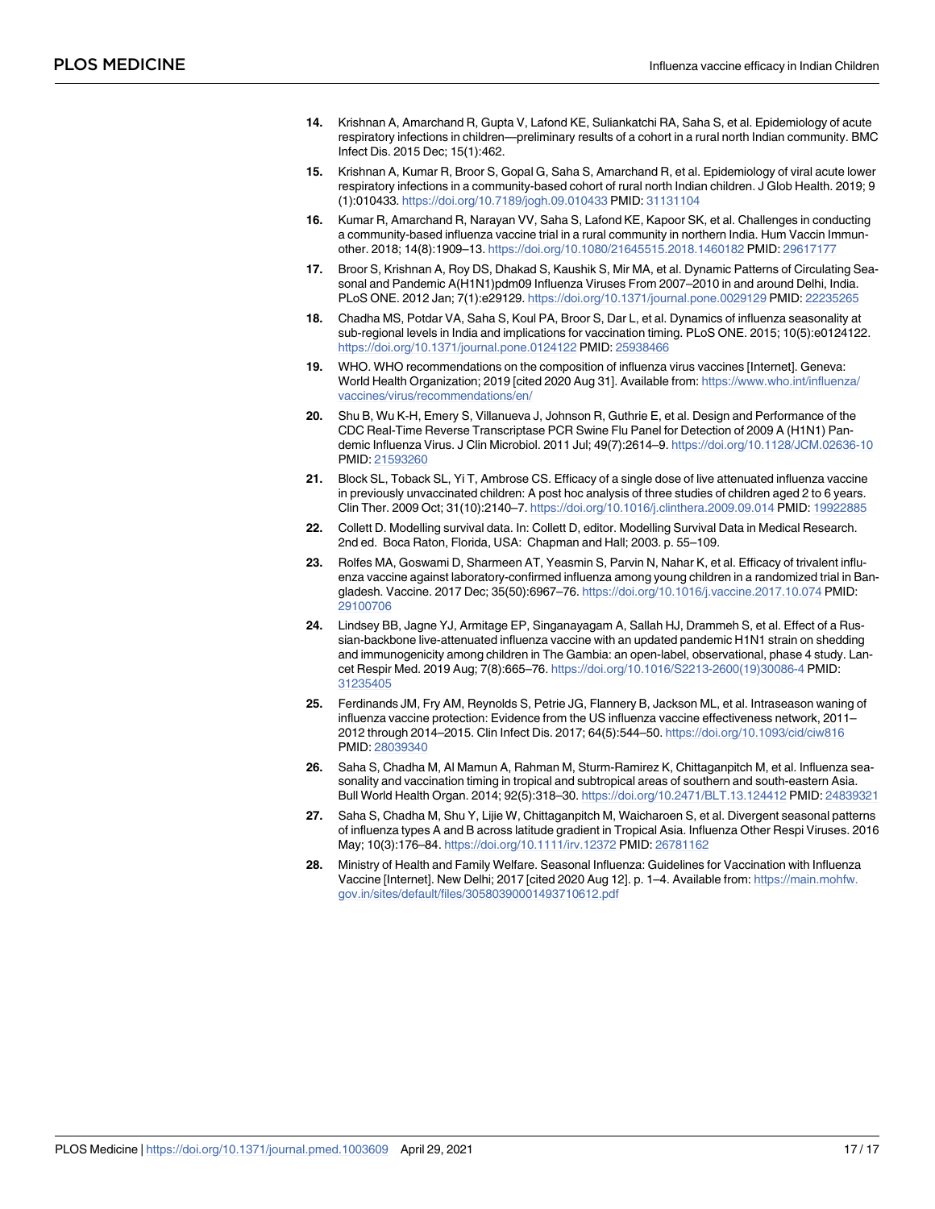14. Krishnan A, Amarchand R, Gupta V, Lafond KE, Suliankatchi RA, Saha S, et al. Epidemiology of acute respiratory infections in children—preliminary results of a cohort in a rural north Indian community. BMC Infect Dis. 2015 Dec; 15(1):462.

15. Krishnan A, Kumar R, Broor S, Gopal G, Saha S, Amarchand R, et al. Epidemiology of viral acute lower respiratory infections in a community-based cohort of rural north Indian children. J Glob Health. 2019; 9 (1):010433. https://doi.org/10.7189/jogh.09.010433 PMID: 31131104

16. Kumar R, Amarchand R, Narayan VV, Saha S, Lafond KE, Kapoor SK, et al. Challenges in conducting a community-based influenza vaccine trial in a rural community in northern India. Hum Vaccin Immunother. 2018; 14(8):1909–13. https://doi.org/10.1080/21645515.2018.1460182 PMID: 29617177

17. Broor S, Krishnan A, Roy DS, Dhakad S, Kaushik S, Mir MA, et al. Dynamic Patterns of Circulating Seasonal and Pandemic A(H1N1)pdm09 Influenza Viruses From 2007–2010 in and around Delhi, India. PLoS ONE. 2012 Jan; 7(1):e29129. https://doi.org/10.1371/journal.pone.0029129 PMID: 22235265

18. Chadha MS, Potdar VA, Saha S, Koul PA, Broor S, Dar L, et al. Dynamics of influenza seasonality at sub-regional levels in India and implications for vaccination timing. PLoS ONE. 2015; 10(5):e0124122. https://doi.org/10.1371/journal.pone.0124122 PMID: 25938466

19. WHO. WHO recommendations on the composition of influenza virus vaccines [Internet]. Geneva: World Health Organization; 2019 [cited 2020 Aug 31]. Available from: https://www.who.int/influenza/vaccines/virus/recommendations/en/

20. Shu B, Wu K-H, Emery S, Villanueva J, Johnson R, Guthrie E, et al. Design and Performance of the CDC Real-Time Reverse Transcriptase PCR Swine Flu Panel for Detection of 2009 A (H1N1) Pandemic Influenza Virus. J Clin Microbiol. 2011 Jul; 49(7):2614–9. https://doi.org/10.1128/JCM.02636-10 PMID: 21593260

21. Block SL, Toback SL, Yi T, Ambrose CS. Efficacy of a single dose of live attenuated influenza vaccine in previously unvaccinated children: A post hoc analysis of three studies of children aged 2 to 6 years. Clin Ther. 2009 Oct; 31(10):2140–7. https://doi.org/10.1016/j.clinthera.2009.09.014 PMID: 19922885

22. Collett D. Modelling survival data. In: Collett D, editor. Modelling Survival Data in Medical Research. 2nd ed. Boca Raton, Florida, USA: Chapman and Hall; 2003. p. 55–109.

23. Rolfes MA, Goswami D, Sharmeen AT, Yeasmin S, Parvin N, Nahar K, et al. Efficacy of trivalent influenza vaccine against laboratory-confirmed influenza among young children in a randomized trial in Bangladesh. Vaccine. 2017 Dec; 35(50):6967–76. https://doi.org/10.1016/j.vaccine.2017.10.074 PMID: 29100706

24. Lindsey BB, Jagne YJ, Armitage EP, Singanayagam A, Sallah HJ, Drammeh S, et al. Effect of a Russian-backbone live-attenuated influenza vaccine with an updated pandemic H1N1 strain on shedding and immunogenicity among children in The Gambia: an open-label, observational, phase 4 study. Lancet Respir Med. 2019 Aug; 7(8):665–76. https://doi.org/10.1016/S2213-2600(19)30086-4 PMID: 31235405

25. Ferdinands JM, Fry AM, Reynolds S, Petrie JG, Flannery B, Jackson ML, et al. Intraseason waning of influenza vaccine protection: Evidence from the US influenza vaccine effectiveness network, 2011–2012 through 2014–2015. Clin Infect Dis. 2017; 64(5):544–50. https://doi.org/10.1093/cid/ciw816 PMID: 28039340

26. Saha S, Chadha M, Al Mamun A, Rahman M, Sturm-Ramirez K, Chittaganpitch M, et al. Influenza seasonality and vaccination timing in tropical and subtropical areas of southern and south-eastern Asia. Bull World Health Organ. 2014; 92(5):318–30. https://doi.org/10.2471/BLT.13.124412 PMID: 24839321

27. Saha S, Chadha M, Shu Y, Lijie W, Chittaganpitch M, Waicharoen S, et al. Divergent seasonal patterns of influenza types A and B across latitude gradient in Tropical Asia. Influenza Other Respi Viruses. 2016 May; 10(3):176–84. https://doi.org/10.1111/irv.12372 PMID: 26781162

28. Ministry of Health and Family Welfare. Seasonal Influenza: Guidelines for Vaccination with Influenza Vaccine [Internet]. New Delhi; 2017 [cited 2020 Aug 12]. p. 1–4. Available from: https://main.mohfw.gov.in/sites/default/files/30580390001493710612.pdf